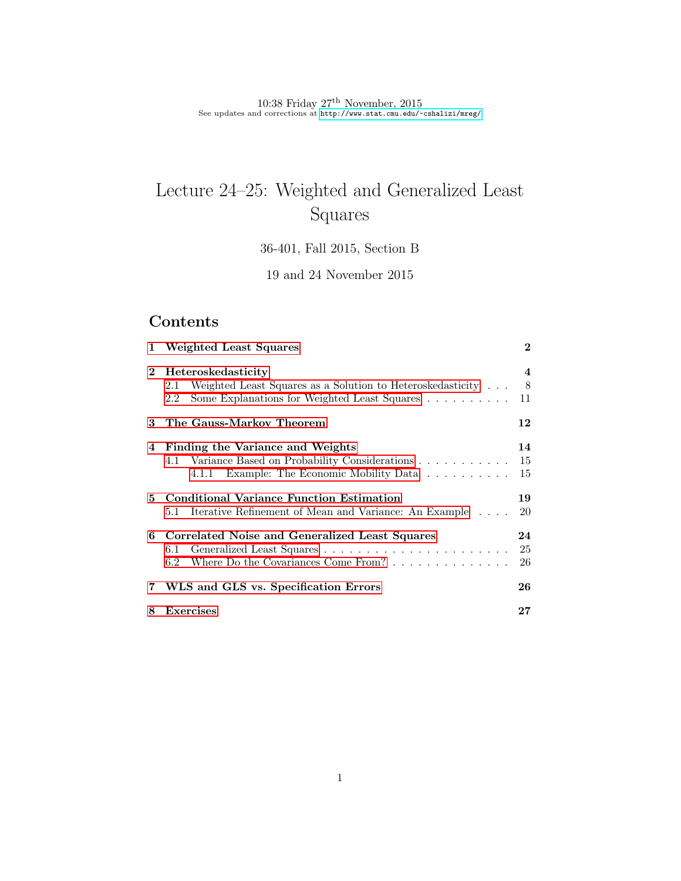10:38 Friday 27[th] November, 2015
See updates and corrections at http://www.stat.cmu.edu/~cshalizi/mreg/

# Lecture 24–25: Weighted and Generalized Least Squares

36-401, Fall 2015, Section B

19 and 24 November 2015

## Contents

| | |
|---|---|
| **1 Weighted Least Squares** | **2** |
| **2 Heteroskedasticity** | **4** |
| 2.1 Weighted Least Squares as a Solution to Heteroskedasticity | 8 |
| 2.2 Some Explanations for Weighted Least Squares | 11 |
| **3 The Gauss-Markov Theorem** | **12** |
| **4 Finding the Variance and Weights** | **14** |
| 4.1 Variance Based on Probability Considerations | 15 |
| 4.1.1 Example: The Economic Mobility Data | 15 |
| **5 Conditional Variance Function Estimation** | **19** |
| 5.1 Iterative Refinement of Mean and Variance: An Example | 20 |
| **6 Correlated Noise and Generalized Least Squares** | **24** |
| 6.1 Generalized Least Squares | 25 |
| 6.2 Where Do the Covariances Come From? | 26 |
| **7 WLS and GLS vs. Specification Errors** | **26** |
| **8 Exercises** | **27** |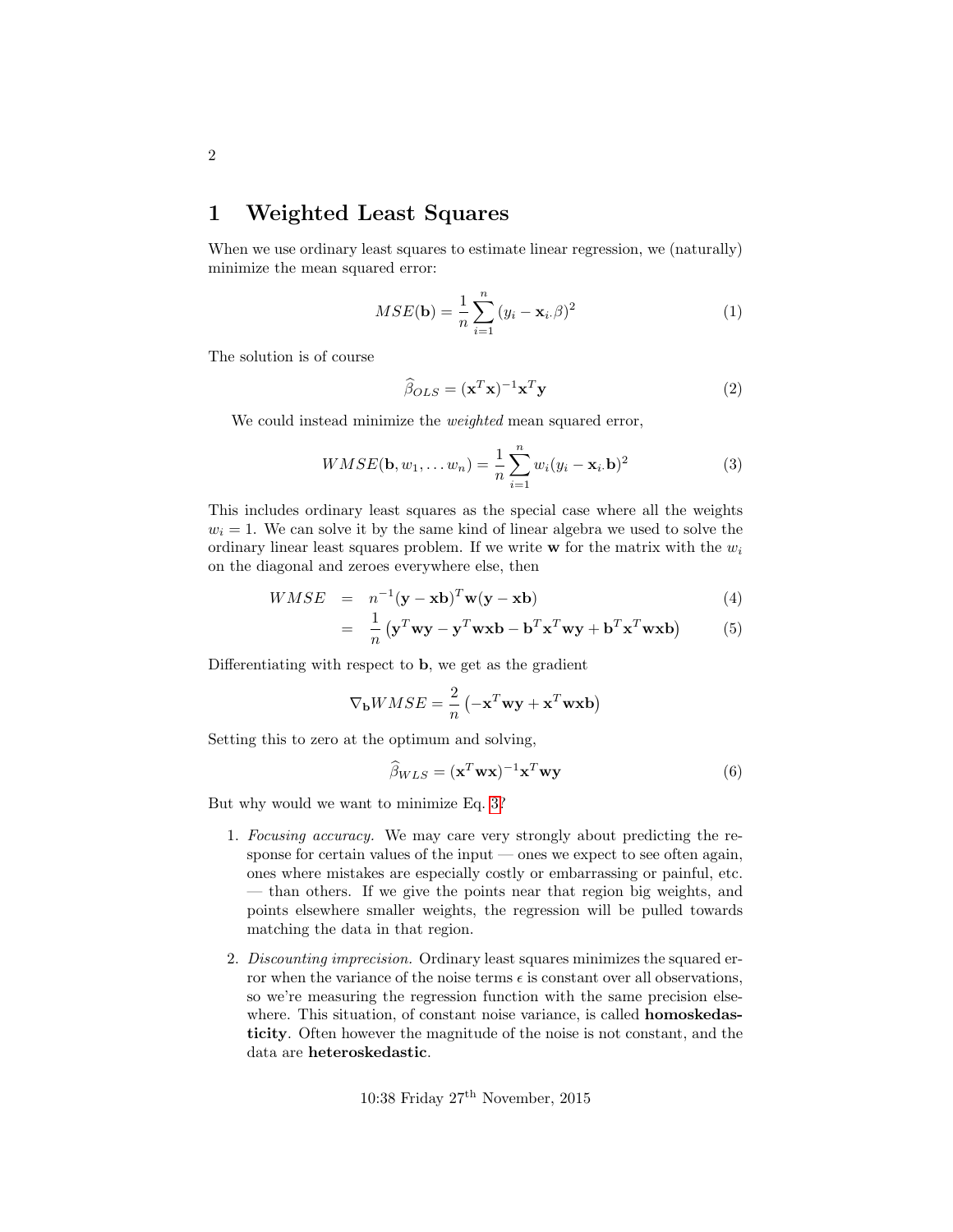# 1 Weighted Least Squares

When we use ordinary least squares to estimate linear regression, we (naturally) minimize the mean squared error:

$$MSE(\mathbf{b}) = \frac{1}{n}\sum_{i=1}^{n}(y_i - \mathbf{x}_{i\cdot}\beta)^2 \tag{1}$$

The solution is of course

$$\widehat{\beta}_{OLS} = (\mathbf{x}^T\mathbf{x})^{-1}\mathbf{x}^T\mathbf{y} \tag{2}$$

We could instead minimize the *weighted* mean squared error,

$$WMSE(\mathbf{b}, w_1, \ldots w_n) = \frac{1}{n}\sum_{i=1}^{n} w_i(y_i - \mathbf{x}_{i\cdot}\mathbf{b})^2 \tag{3}$$

This includes ordinary least squares as the special case where all the weights $w_i = 1$. We can solve it by the same kind of linear algebra we used to solve the ordinary linear least squares problem. If we write $\mathbf{w}$ for the matrix with the $w_i$ on the diagonal and zeroes everywhere else, then

$$WMSE = n^{-1}(\mathbf{y} - \mathbf{x}\mathbf{b})^T\mathbf{w}(\mathbf{y} - \mathbf{x}\mathbf{b}) \tag{4}$$

$$= \frac{1}{n}\left(\mathbf{y}^T\mathbf{w}\mathbf{y} - \mathbf{y}^T\mathbf{w}\mathbf{x}\mathbf{b} - \mathbf{b}^T\mathbf{x}^T\mathbf{w}\mathbf{y} + \mathbf{b}^T\mathbf{x}^T\mathbf{w}\mathbf{x}\mathbf{b}\right) \tag{5}$$

Differentiating with respect to $\mathbf{b}$, we get as the gradient

$$\nabla_{\mathbf{b}} WMSE = \frac{2}{n}\left(-\mathbf{x}^T\mathbf{w}\mathbf{y} + \mathbf{x}^T\mathbf{w}\mathbf{x}\mathbf{b}\right)$$

Setting this to zero at the optimum and solving,

$$\widehat{\beta}_{WLS} = (\mathbf{x}^T\mathbf{w}\mathbf{x})^{-1}\mathbf{x}^T\mathbf{w}\mathbf{y} \tag{6}$$

But why would we want to minimize Eq. 3?

1. *Focusing accuracy.* We may care very strongly about predicting the response for certain values of the input — ones we expect to see often again, ones where mistakes are especially costly or embarrassing or painful, etc. — than others. If we give the points near that region big weights, and points elsewhere smaller weights, the regression will be pulled towards matching the data in that region.

2. *Discounting imprecision.* Ordinary least squares minimizes the squared error when the variance of the noise terms $\epsilon$ is constant over all observations, so we're measuring the regression function with the same precision elsewhere. This situation, of constant noise variance, is called **homoskedasticity**. Often however the magnitude of the noise is not constant, and the data are **heteroskedastic**.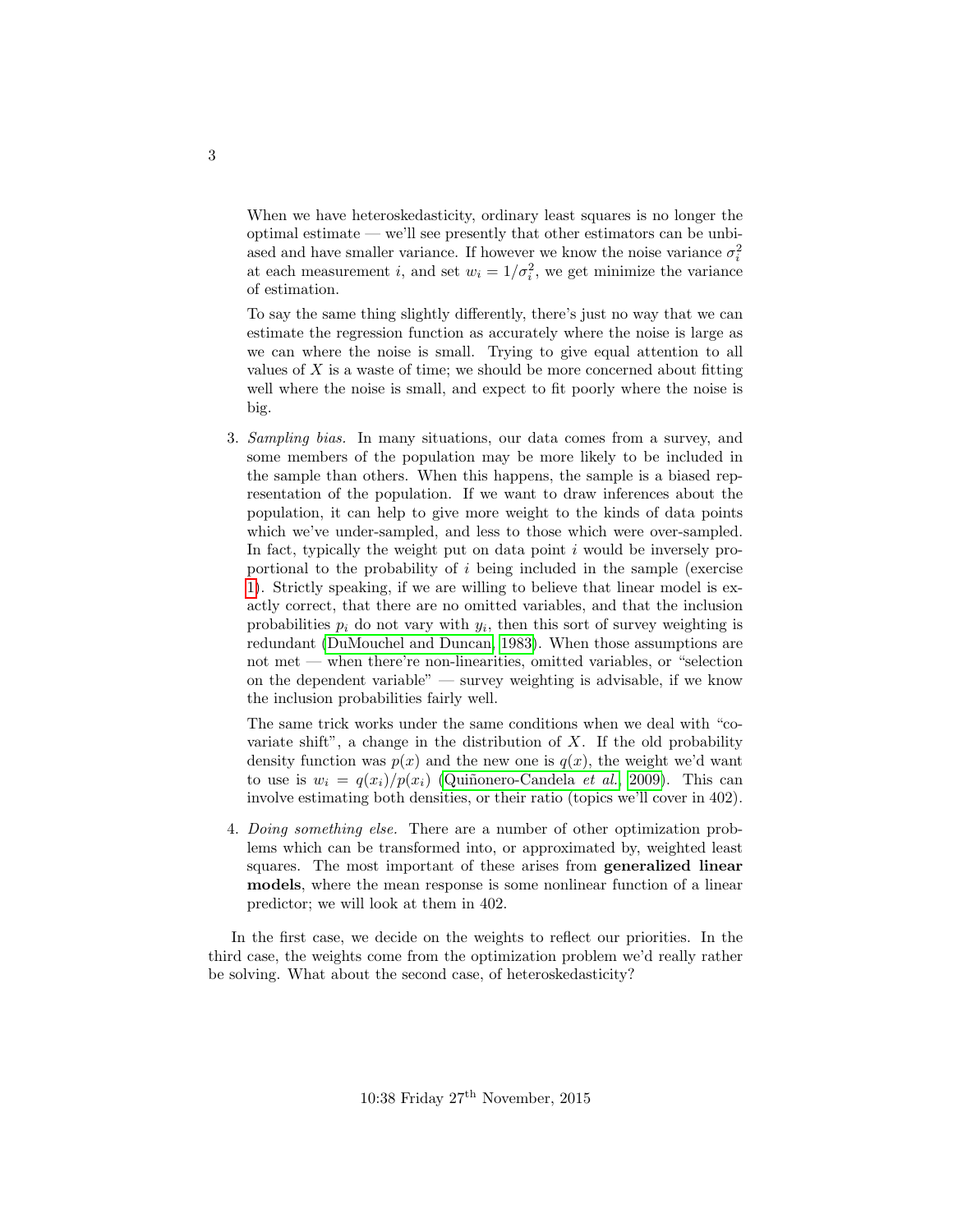When we have heteroskedasticity, ordinary least squares is no longer the optimal estimate — we'll see presently that other estimators can be unbiased and have smaller variance. If however we know the noise variance $\sigma_i^2$ at each measurement $i$, and set $w_i = 1/\sigma_i^2$, we get minimize the variance of estimation.

To say the same thing slightly differently, there's just no way that we can estimate the regression function as accurately where the noise is large as we can where the noise is small. Trying to give equal attention to all values of $X$ is a waste of time; we should be more concerned about fitting well where the noise is small, and expect to fit poorly where the noise is big.

3. *Sampling bias.* In many situations, our data comes from a survey, and some members of the population may be more likely to be included in the sample than others. When this happens, the sample is a biased representation of the population. If we want to draw inferences about the population, it can help to give more weight to the kinds of data points which we've under-sampled, and less to those which were over-sampled. In fact, typically the weight put on data point $i$ would be inversely proportional to the probability of $i$ being included in the sample (exercise 1). Strictly speaking, if we are willing to believe that linear model is exactly correct, that there are no omitted variables, and that the inclusion probabilities $p_i$ do not vary with $y_i$, then this sort of survey weighting is redundant (DuMouchel and Duncan, 1983). When those assumptions are not met — when there're non-linearities, omitted variables, or "selection on the dependent variable" — survey weighting is advisable, if we know the inclusion probabilities fairly well.

   The same trick works under the same conditions when we deal with "covariate shift", a change in the distribution of $X$. If the old probability density function was $p(x)$ and the new one is $q(x)$, the weight we'd want to use is $w_i = q(x_i)/p(x_i)$ (Quiñonero-Candela *et al.*, 2009). This can involve estimating both densities, or their ratio (topics we'll cover in 402).

4. *Doing something else.* There are a number of other optimization problems which can be transformed into, or approximated by, weighted least squares. The most important of these arises from **generalized linear models**, where the mean response is some nonlinear function of a linear predictor; we will look at them in 402.

In the first case, we decide on the weights to reflect our priorities. In the third case, the weights come from the optimization problem we'd really rather be solving. What about the second case, of heteroskedasticity?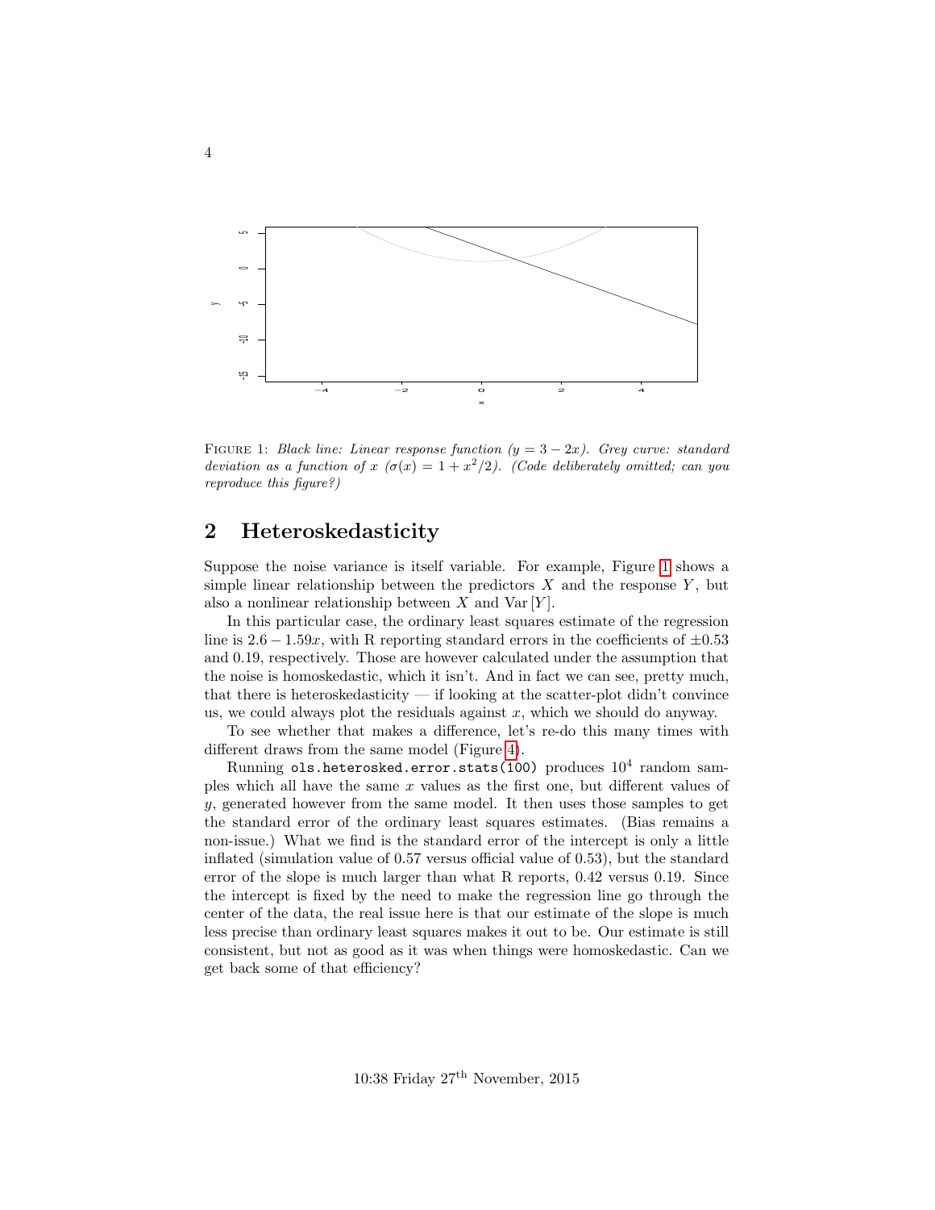FIGURE 1: *Black line: Linear response function ($y = 3 - 2x$). Grey curve: standard deviation as a function of $x$ ($\sigma(x) = 1 + x^2/2$). (Code deliberately omitted; can you reproduce this figure?)*

## 2 Heteroskedasticity

Suppose the noise variance is itself variable. For example, Figure 1 shows a simple linear relationship between the predictors $X$ and the response $Y$, but also a nonlinear relationship between $X$ and $\text{Var}[Y]$.

In this particular case, the ordinary least squares estimate of the regression line is $2.6 - 1.59x$, with R reporting standard errors in the coefficients of $\pm 0.53$ and 0.19, respectively. Those are however calculated under the assumption that the noise is homoskedastic, which it isn't. And in fact we can see, pretty much, that there is heteroskedasticity — if looking at the scatter-plot didn't convince us, we could always plot the residuals against $x$, which we should do anyway.

To see whether that makes a difference, let's re-do this many times with different draws from the same model (Figure 4).

Running `ols.heterosked.error.stats(100)` produces $10^4$ random samples which all have the same $x$ values as the first one, but different values of $y$, generated however from the same model. It then uses those samples to get the standard error of the ordinary least squares estimates. (Bias remains a non-issue.) What we find is the standard error of the intercept is only a little inflated (simulation value of 0.57 versus official value of 0.53), but the standard error of the slope is much larger than what R reports, 0.42 versus 0.19. Since the intercept is fixed by the need to make the regression line go through the center of the data, the real issue here is that our estimate of the slope is much less precise than ordinary least squares makes it out to be. Our estimate is still consistent, but not as good as it was when things were homoskedastic. Can we get back some of that efficiency?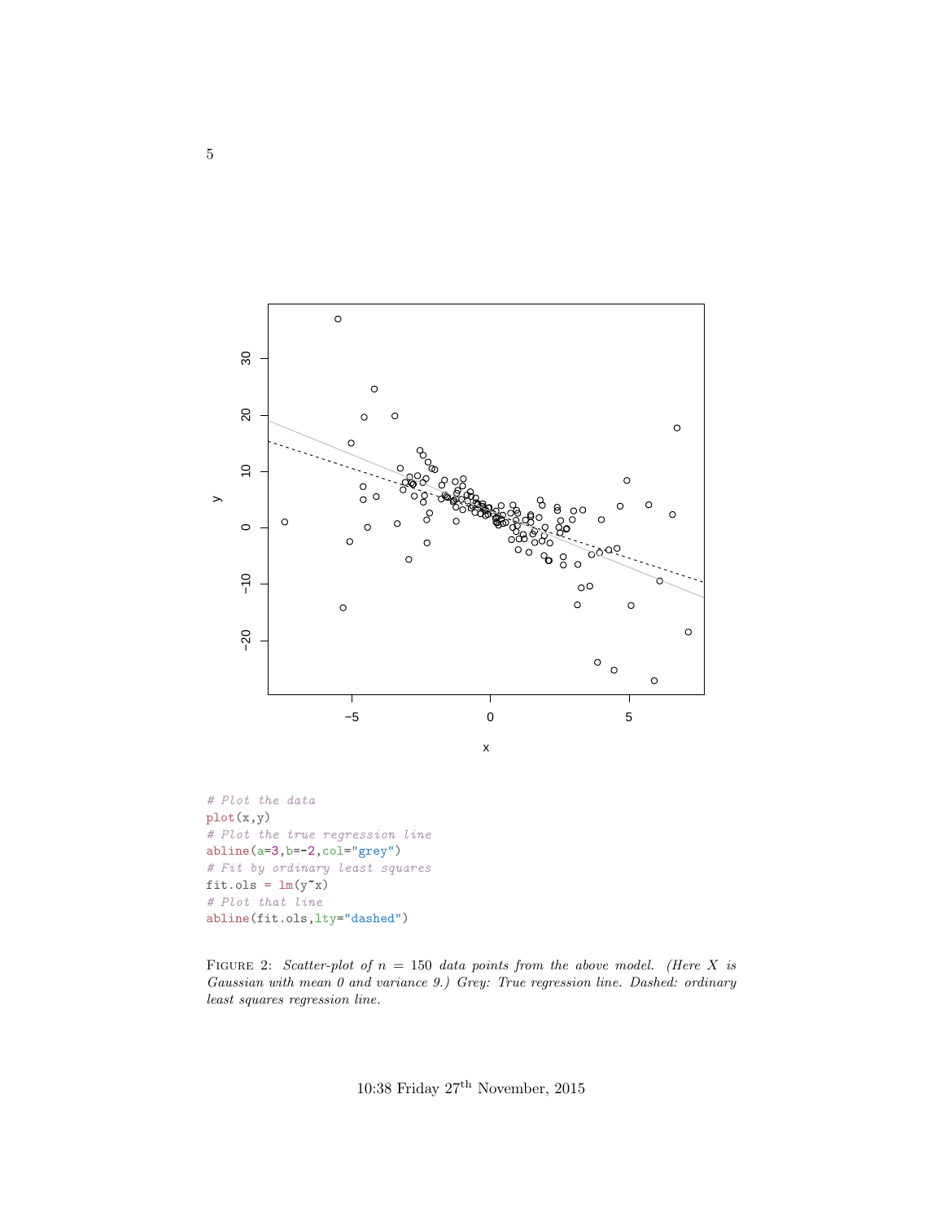```r
# Plot the data
plot(x,y)
# Plot the true regression line
abline(a=3,b=-2,col="grey")
# Fit by ordinary least squares
fit.ols = lm(y~x)
# Plot that line
abline(fit.ols,lty="dashed")
```

FIGURE 2: *Scatter-plot of $n = 150$ data points from the above model. (Here $X$ is Gaussian with mean 0 and variance 9.) Grey: True regression line. Dashed: ordinary least squares regression line.*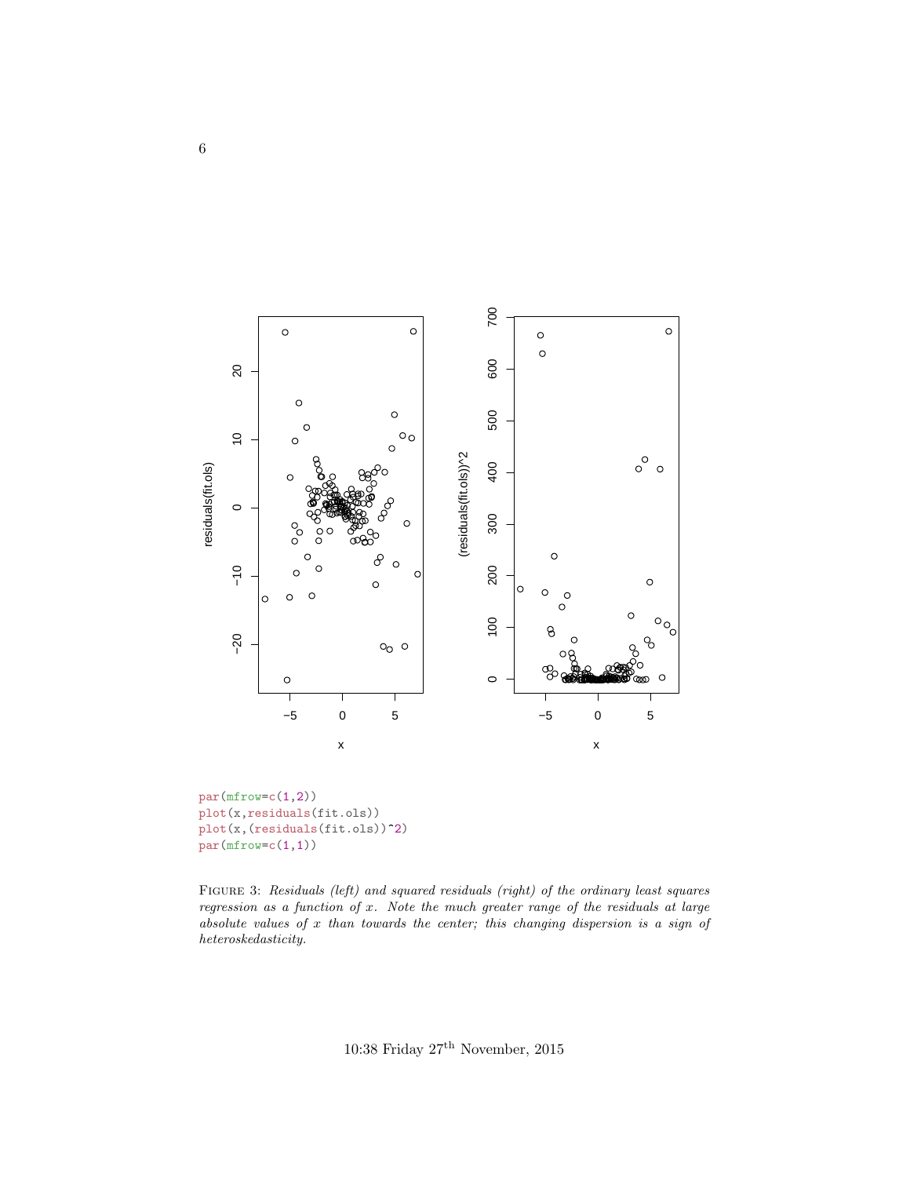```
par(mfrow=c(1,2))
plot(x,residuals(fit.ols))
plot(x,(residuals(fit.ols))^2)
par(mfrow=c(1,1))
```

FIGURE 3: *Residuals (left) and squared residuals (right) of the ordinary least squares regression as a function of $x$. Note the much greater range of the residuals at large absolute values of $x$ than towards the center; this changing dispersion is a sign of heteroskedasticity.*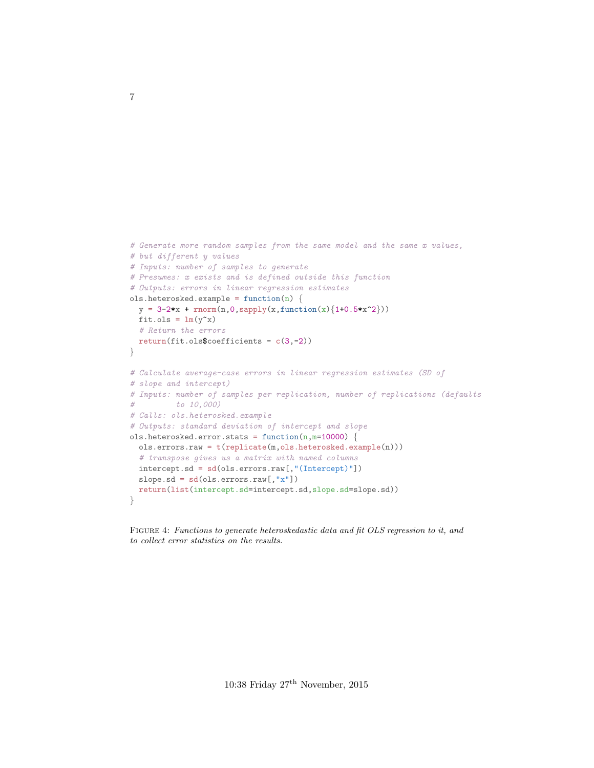```r
# Generate more random samples from the same model and the same x values,
# but different y values
# Inputs: number of samples to generate
# Presumes: x exists and is defined outside this function
# Outputs: errors in linear regression estimates
ols.heterosked.example = function(n) {
  y = 3-2*x + rnorm(n,0,sapply(x,function(x){1+0.5*x^2}))
  fit.ols = lm(y~x)
  # Return the errors
  return(fit.ols$coefficients - c(3,-2))
}

# Calculate average-case errors in linear regression estimates (SD of
# slope and intercept)
# Inputs: number of samples per replication, number of replications (defaults
#         to 10,000)
# Calls: ols.heterosked.example
# Outputs: standard deviation of intercept and slope
ols.heterosked.error.stats = function(n,m=10000) {
  ols.errors.raw = t(replicate(m,ols.heterosked.example(n)))
  # transpose gives us a matrix with named columns
  intercept.sd = sd(ols.errors.raw[,"(Intercept)"])
  slope.sd = sd(ols.errors.raw[,"x"])
  return(list(intercept.sd=intercept.sd,slope.sd=slope.sd))
}
```

FIGURE 4: *Functions to generate heteroskedastic data and fit OLS regression to it, and to collect error statistics on the results.*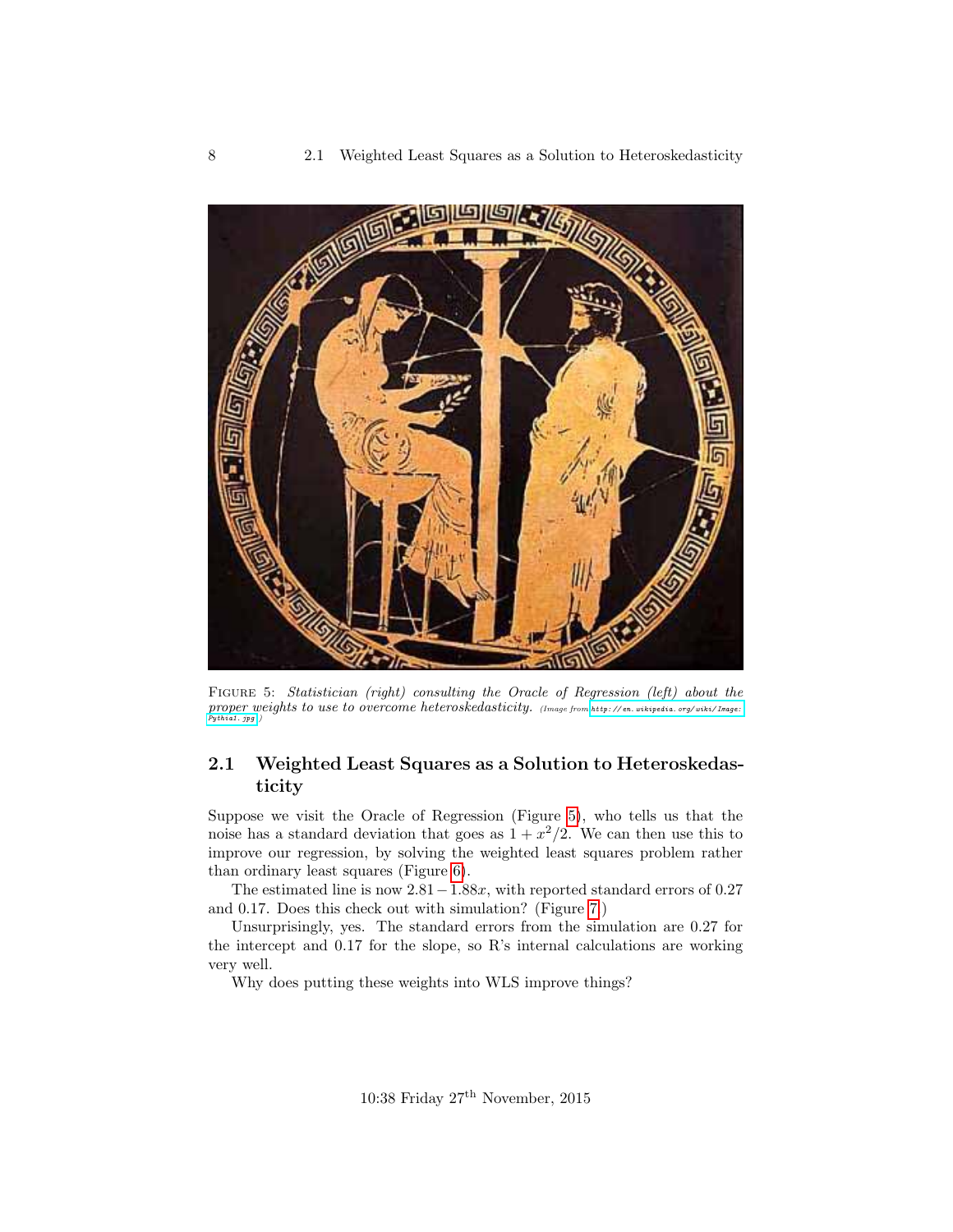FIGURE 5: *Statistician (right) consulting the Oracle of Regression (left) about the proper weights to use to overcome heteroskedasticity.* (Image from http://en.wikipedia.org/wiki/Image:Pythia1.jpg)

## 2.1 Weighted Least Squares as a Solution to Heteroskedasticity

Suppose we visit the Oracle of Regression (Figure 5), who tells us that the noise has a standard deviation that goes as $1 + x^2/2$. We can then use this to improve our regression, by solving the weighted least squares problem rather than ordinary least squares (Figure 6).

The estimated line is now $2.81 - 1.88x$, with reported standard errors of 0.27 and 0.17. Does this check out with simulation? (Figure 7.)

Unsurprisingly, yes. The standard errors from the simulation are 0.27 for the intercept and 0.17 for the slope, so R's internal calculations are working very well.

Why does putting these weights into WLS improve things?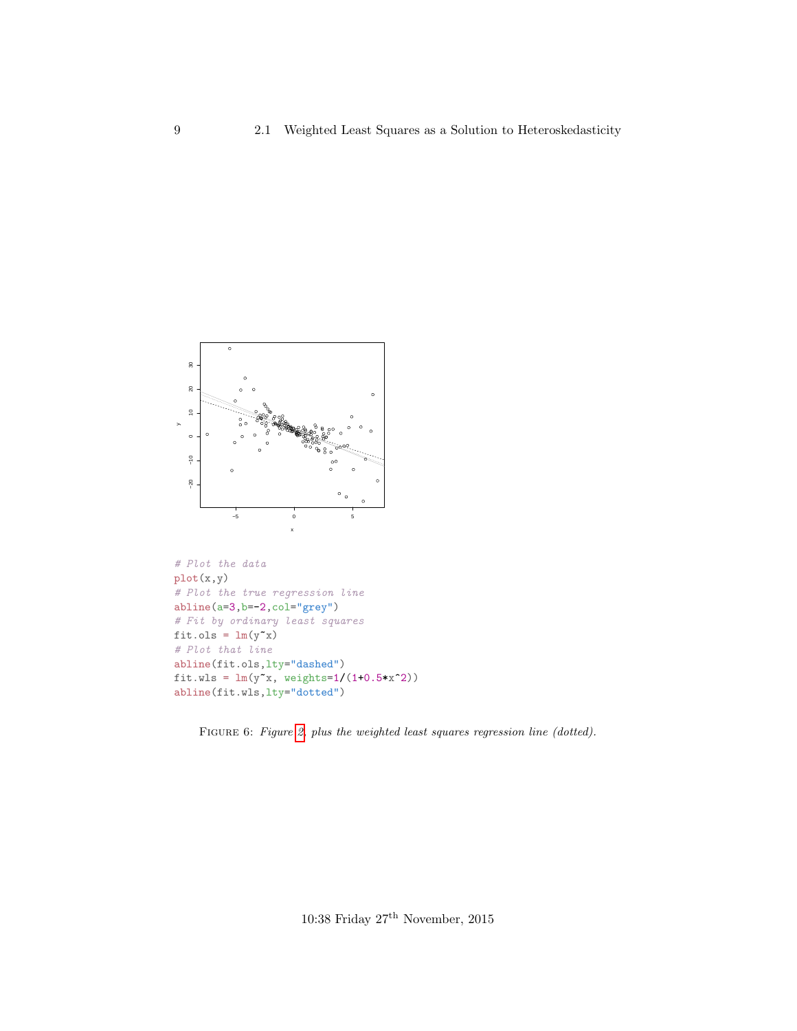```
# Plot the data
plot(x,y)
# Plot the true regression line
abline(a=3,b=-2,col="grey")
# Fit by ordinary least squares
fit.ols = lm(y~x)
# Plot that line
abline(fit.ols,lty="dashed")
fit.wls = lm(y~x, weights=1/(1+0.5*x^2))
abline(fit.wls,lty="dotted")
```

FIGURE 6: *Figure 2, plus the weighted least squares regression line (dotted).*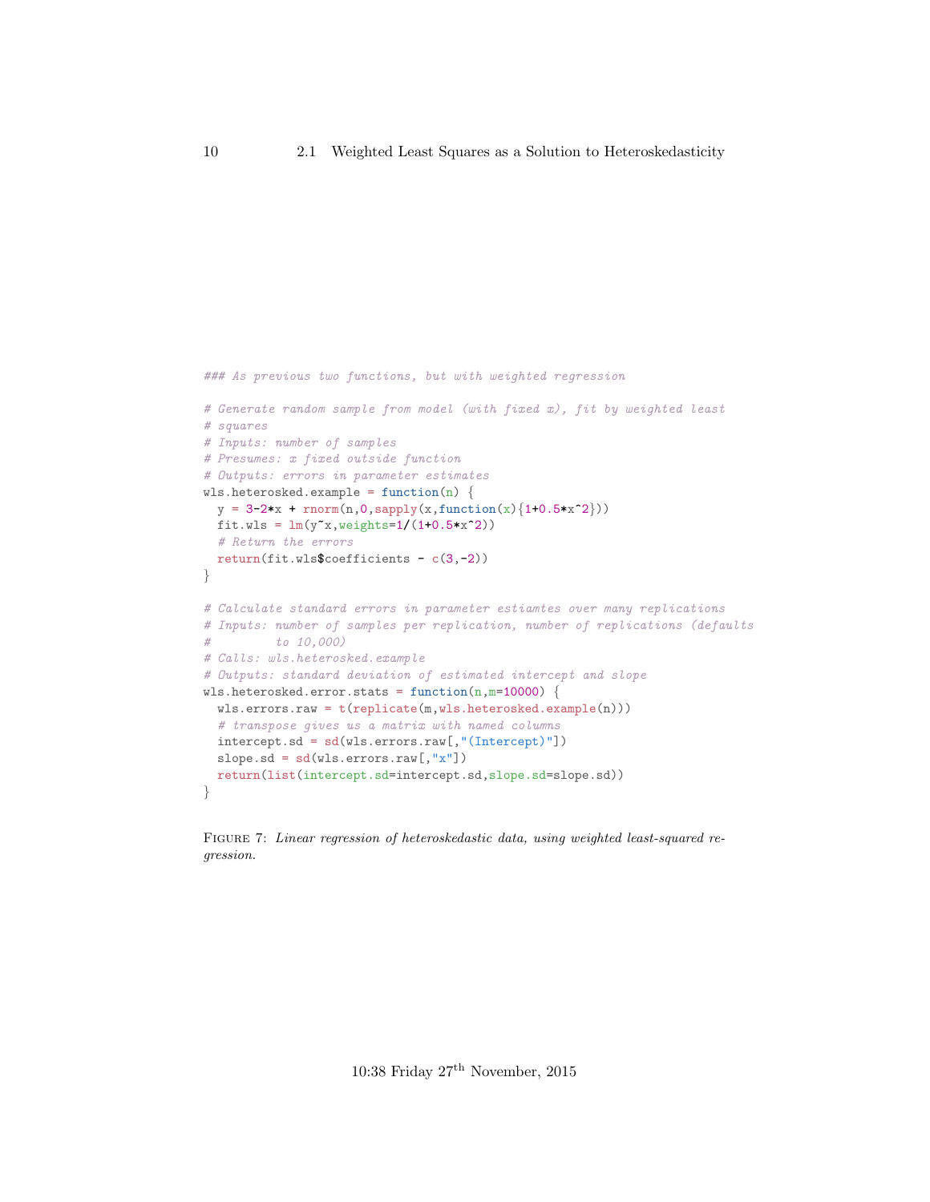```r
### As previous two functions, but with weighted regression

# Generate random sample from model (with fixed x), fit by weighted least
# squares
# Inputs: number of samples
# Presumes: x fixed outside function
# Outputs: errors in parameter estimates
wls.heterosked.example = function(n) {
  y = 3-2*x + rnorm(n,0,sapply(x,function(x){1+0.5*x^2}))
  fit.wls = lm(y~x,weights=1/(1+0.5*x^2))
  # Return the errors
  return(fit.wls$coefficients - c(3,-2))
}

# Calculate standard errors in parameter estiamtes over many replications
# Inputs: number of samples per replication, number of replications (defaults
#         to 10,000)
# Calls: wls.heterosked.example
# Outputs: standard deviation of estimated intercept and slope
wls.heterosked.error.stats = function(n,m=10000) {
  wls.errors.raw = t(replicate(m,wls.heterosked.example(n)))
  # transpose gives us a matrix with named columns
  intercept.sd = sd(wls.errors.raw[,"(Intercept)"])
  slope.sd = sd(wls.errors.raw[,"x"])
  return(list(intercept.sd=intercept.sd,slope.sd=slope.sd))
}
```

FIGURE 7: *Linear regression of heteroskedastic data, using weighted least-squared regression.*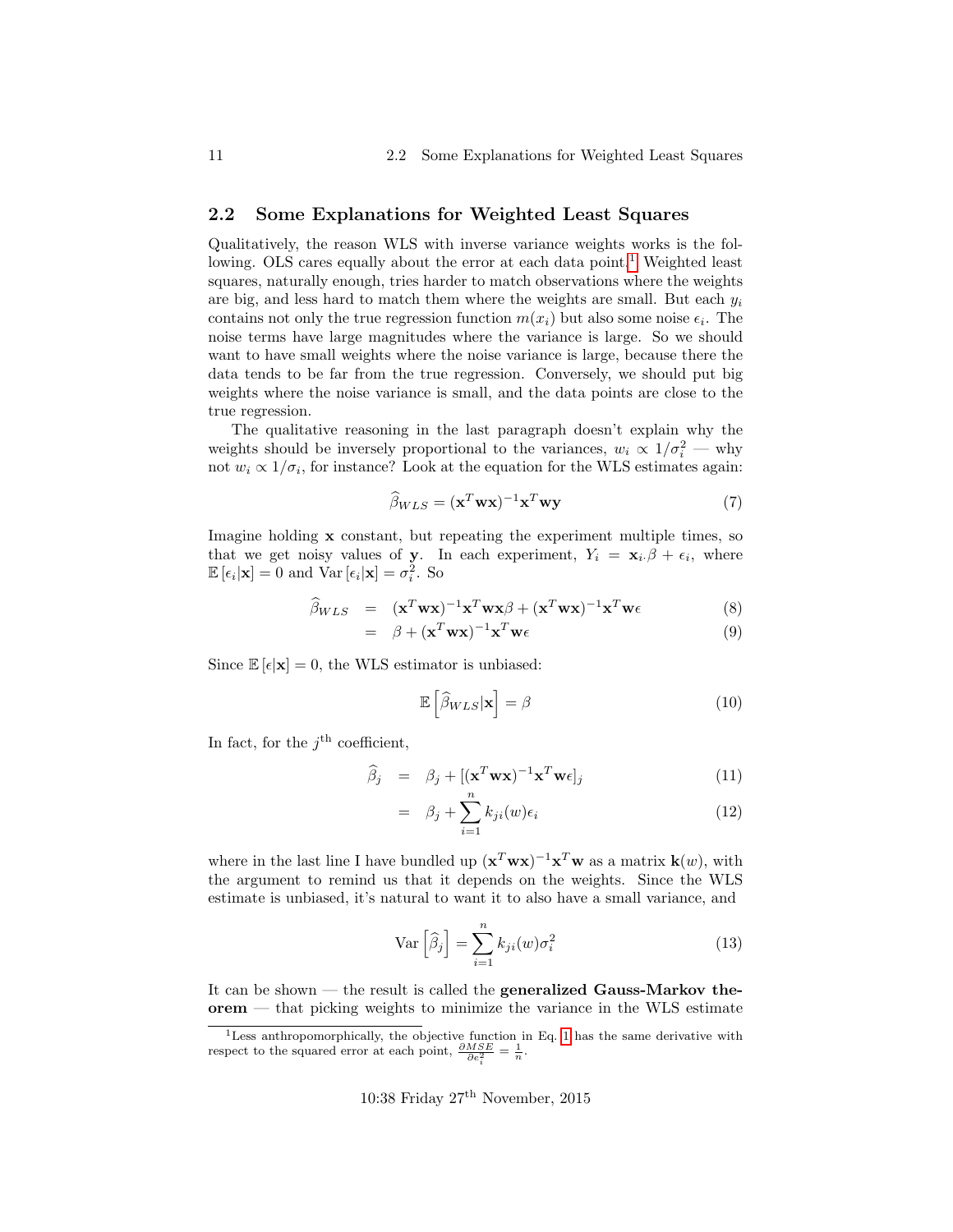## 2.2 Some Explanations for Weighted Least Squares

Qualitatively, the reason WLS with inverse variance weights works is the following. OLS cares equally about the error at each data point.[1] Weighted least squares, naturally enough, tries harder to match observations where the weights are big, and less hard to match them where the weights are small. But each $y_i$ contains not only the true regression function $m(x_i)$ but also some noise $\epsilon_i$. The noise terms have large magnitudes where the variance is large. So we should want to have small weights where the noise variance is large, because there the data tends to be far from the true regression. Conversely, we should put big weights where the noise variance is small, and the data points are close to the true regression.

The qualitative reasoning in the last paragraph doesn't explain why the weights should be inversely proportional to the variances, $w_i \propto 1/\sigma_i^2$ — why not $w_i \propto 1/\sigma_i$, for instance? Look at the equation for the WLS estimates again:

$$\widehat{\beta}_{WLS} = (\mathbf{x}^T\mathbf{w}\mathbf{x})^{-1}\mathbf{x}^T\mathbf{w}\mathbf{y} \tag{7}$$

Imagine holding $\mathbf{x}$ constant, but repeating the experiment multiple times, so that we get noisy values of $\mathbf{y}$. In each experiment, $Y_i = \mathbf{x}_{i\cdot}\beta + \epsilon_i$, where $\mathbb{E}[\epsilon_i|\mathbf{x}] = 0$ and $\mathrm{Var}[\epsilon_i|\mathbf{x}] = \sigma_i^2$. So

$$\begin{aligned} \widehat{\beta}_{WLS} &= (\mathbf{x}^T\mathbf{w}\mathbf{x})^{-1}\mathbf{x}^T\mathbf{w}\mathbf{x}\beta + (\mathbf{x}^T\mathbf{w}\mathbf{x})^{-1}\mathbf{x}^T\mathbf{w}\epsilon & (8)\\ &= \beta + (\mathbf{x}^T\mathbf{w}\mathbf{x})^{-1}\mathbf{x}^T\mathbf{w}\epsilon & (9) \end{aligned}$$

Since $\mathbb{E}[\epsilon|\mathbf{x}] = 0$, the WLS estimator is unbiased:

$$\mathbb{E}\left[\widehat{\beta}_{WLS}|\mathbf{x}\right] = \beta \tag{10}$$

In fact, for the $j^{\text{th}}$ coefficient,

$$\begin{aligned} \widehat{\beta}_j &= \beta_j + [(\mathbf{x}^T\mathbf{w}\mathbf{x})^{-1}\mathbf{x}^T\mathbf{w}\epsilon]_j & (11)\\ &= \beta_j + \sum_{i=1}^{n} k_{ji}(w)\epsilon_i & (12) \end{aligned}$$

where in the last line I have bundled up $(\mathbf{x}^T\mathbf{w}\mathbf{x})^{-1}\mathbf{x}^T\mathbf{w}$ as a matrix $\mathbf{k}(w)$, with the argument to remind us that it depends on the weights. Since the WLS estimate is unbiased, it's natural to want it to also have a small variance, and

$$\mathrm{Var}\left[\widehat{\beta}_j\right] = \sum_{i=1}^{n} k_{ji}(w)\sigma_i^2 \tag{13}$$

It can be shown — the result is called the **generalized Gauss-Markov theorem** — that picking weights to minimize the variance in the WLS estimate

[1] Less anthropomorphically, the objective function in Eq. 1 has the same derivative with respect to the squared error at each point, $\frac{\partial MSE}{\partial e_i^2} = \frac{1}{n}$.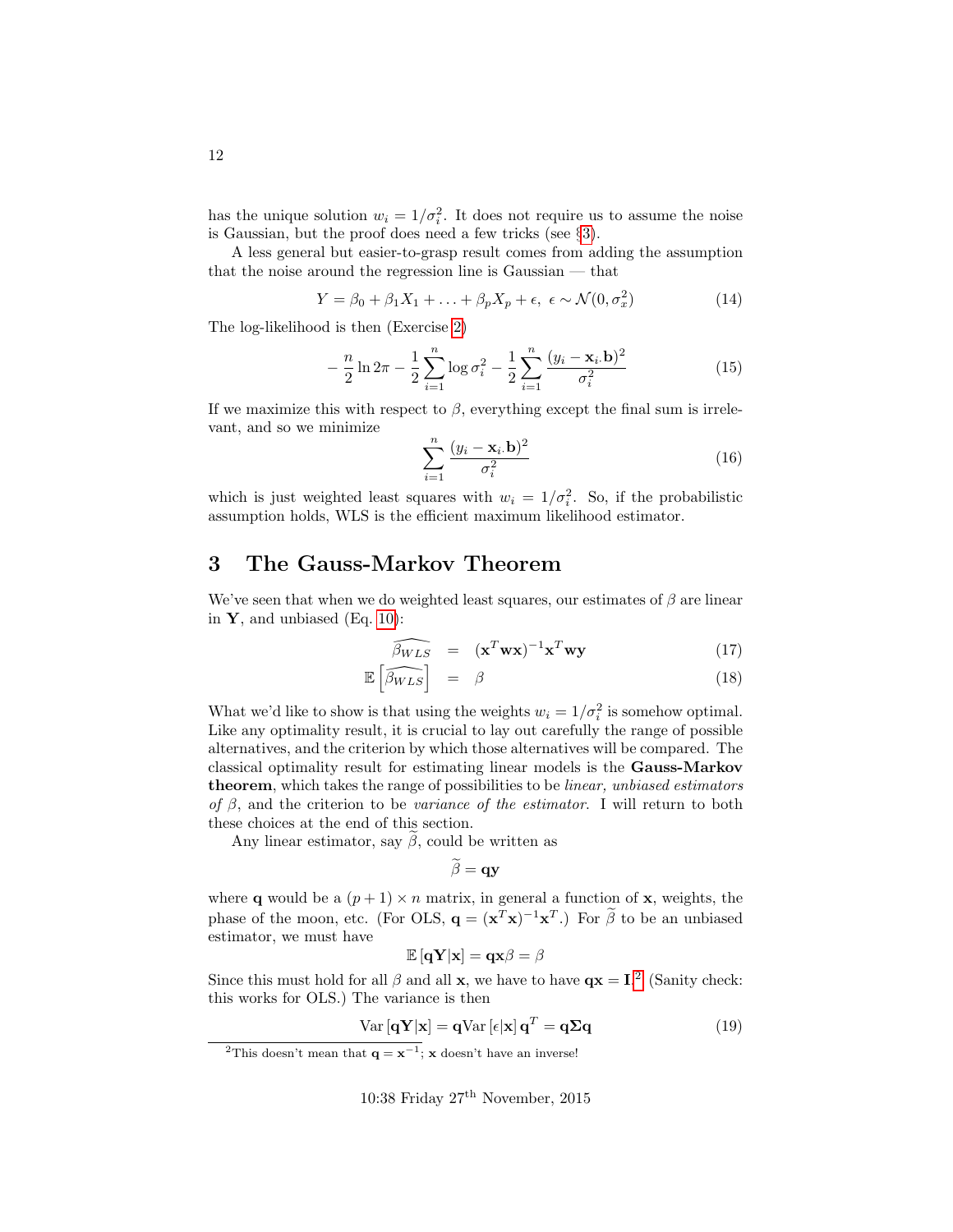has the unique solution $w_i = 1/\sigma_i^2$. It does not require us to assume the noise is Gaussian, but the proof does need a few tricks (see §3).

A less general but easier-to-grasp result comes from adding the assumption that the noise around the regression line is Gaussian — that

$$Y = \beta_0 + \beta_1 X_1 + \ldots + \beta_p X_p + \epsilon,\ \epsilon \sim \mathcal{N}(0, \sigma_x^2) \tag{14}$$

The log-likelihood is then (Exercise 2)

$$-\frac{n}{2}\ln 2\pi - \frac{1}{2}\sum_{i=1}^{n} \log \sigma_i^2 - \frac{1}{2}\sum_{i=1}^{n} \frac{(y_i - \mathbf{x}_{i\cdot}\mathbf{b})^2}{\sigma_i^2} \tag{15}$$

If we maximize this with respect to $\beta$, everything except the final sum is irrelevant, and so we minimize

$$\sum_{i=1}^{n} \frac{(y_i - \mathbf{x}_{i\cdot}\mathbf{b})^2}{\sigma_i^2} \tag{16}$$

which is just weighted least squares with $w_i = 1/\sigma_i^2$. So, if the probabilistic assumption holds, WLS is the efficient maximum likelihood estimator.

## 3 The Gauss-Markov Theorem

We've seen that when we do weighted least squares, our estimates of $\beta$ are linear in $\mathbf{Y}$, and unbiased (Eq. 10):

$$\widehat{\beta_{WLS}} = (\mathbf{x}^T\mathbf{w}\mathbf{x})^{-1}\mathbf{x}^T\mathbf{w}\mathbf{y} \tag{17}$$

$$\mathbb{E}\left[\widehat{\beta_{WLS}}\right] = \beta \tag{18}$$

What we'd like to show is that using the weights $w_i = 1/\sigma_i^2$ is somehow optimal. Like any optimality result, it is crucial to lay out carefully the range of possible alternatives, and the criterion by which those alternatives will be compared. The classical optimality result for estimating linear models is the **Gauss-Markov theorem**, which takes the range of possibilities to be *linear, unbiased estimators of* $\beta$, and the criterion to be *variance of the estimator*. I will return to both these choices at the end of this section.

Any linear estimator, say $\widetilde{\beta}$, could be written as

$$\widetilde{\beta} = \mathbf{q}\mathbf{y}$$

where $\mathbf{q}$ would be a $(p+1) \times n$ matrix, in general a function of $\mathbf{x}$, weights, the phase of the moon, etc. (For OLS, $\mathbf{q} = (\mathbf{x}^T\mathbf{x})^{-1}\mathbf{x}^T$.) For $\widetilde{\beta}$ to be an unbiased estimator, we must have

$$\mathbb{E}\left[\mathbf{q}\mathbf{Y}|\mathbf{x}\right] = \mathbf{q}\mathbf{x}\beta = \beta$$

Since this must hold for all $\beta$ and all $\mathbf{x}$, we have to have $\mathbf{q}\mathbf{x} = \mathbf{I}$.[2] (Sanity check: this works for OLS.) The variance is then

$$\operatorname{Var}\left[\mathbf{q}\mathbf{Y}|\mathbf{x}\right] = \mathbf{q}\operatorname{Var}\left[\epsilon|\mathbf{x}\right]\mathbf{q}^T = \mathbf{q}\boldsymbol{\Sigma}\mathbf{q} \tag{19}$$

[2] This doesn't mean that $\mathbf{q} = \mathbf{x}^{-1}$; $\mathbf{x}$ doesn't have an inverse!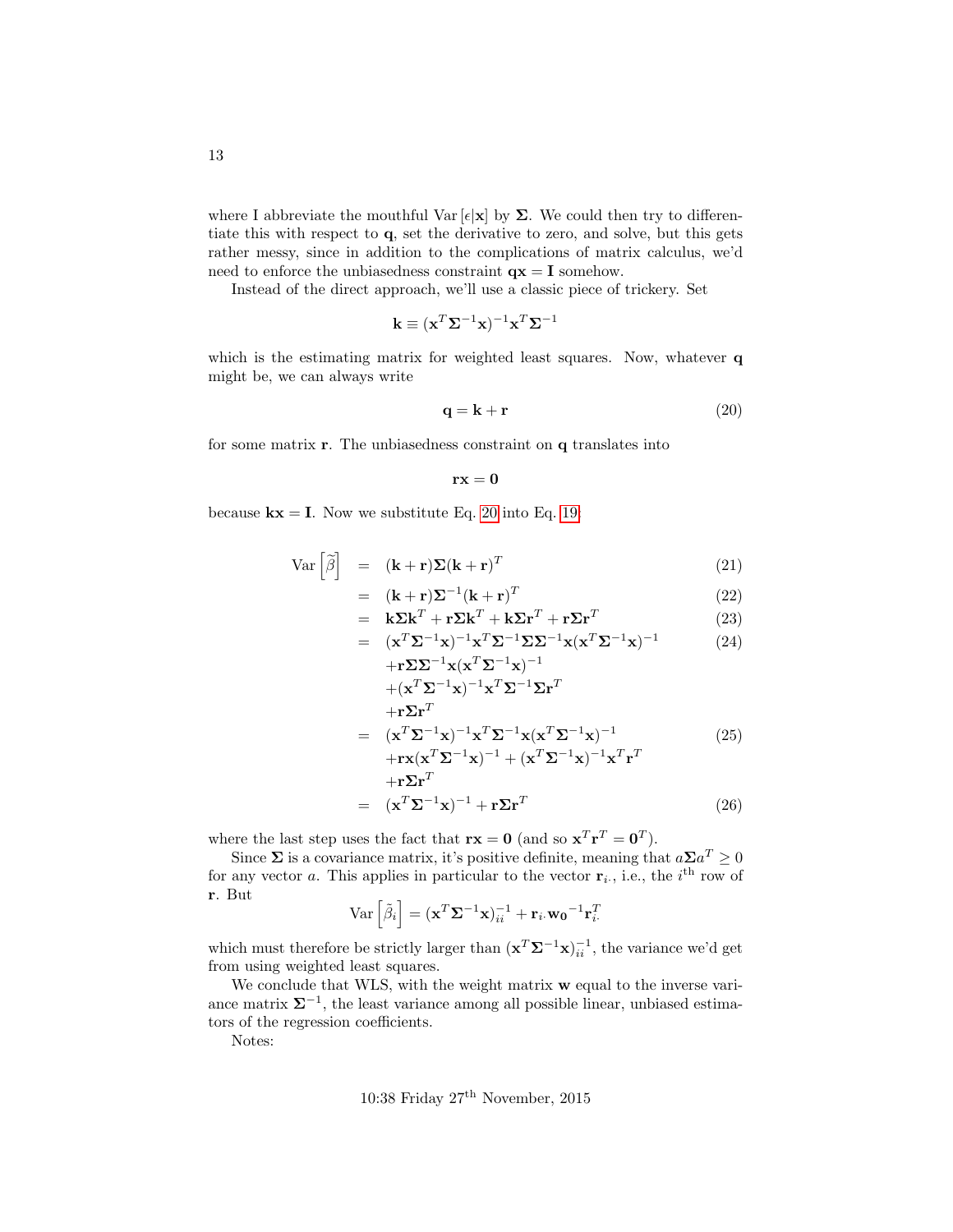where I abbreviate the mouthful $\text{Var}[\epsilon|\mathbf{x}]$ by $\boldsymbol{\Sigma}$. We could then try to differentiate this with respect to $\mathbf{q}$, set the derivative to zero, and solve, but this gets rather messy, since in addition to the complications of matrix calculus, we'd need to enforce the unbiasedness constraint $\mathbf{qx} = \mathbf{I}$ somehow.

Instead of the direct approach, we'll use a classic piece of trickery. Set

$$\mathbf{k} \equiv (\mathbf{x}^T\boldsymbol{\Sigma}^{-1}\mathbf{x})^{-1}\mathbf{x}^T\boldsymbol{\Sigma}^{-1}$$

which is the estimating matrix for weighted least squares. Now, whatever $\mathbf{q}$ might be, we can always write

$$\mathbf{q} = \mathbf{k} + \mathbf{r} \tag{20}$$

for some matrix $\mathbf{r}$. The unbiasedness constraint on $\mathbf{q}$ translates into

$$\mathbf{rx} = \mathbf{0}$$

because $\mathbf{kx} = \mathbf{I}$. Now we substitute Eq. 20 into Eq. 19:

$$\begin{aligned}
\text{Var}\left[\tilde{\beta}\right] &= (\mathbf{k}+\mathbf{r})\boldsymbol{\Sigma}(\mathbf{k}+\mathbf{r})^T & (21)\\
&= (\mathbf{k}+\mathbf{r})\boldsymbol{\Sigma}^{-1}(\mathbf{k}+\mathbf{r})^T & (22)\\
&= \mathbf{k}\boldsymbol{\Sigma}\mathbf{k}^T + \mathbf{r}\boldsymbol{\Sigma}\mathbf{k}^T + \mathbf{k}\boldsymbol{\Sigma}\mathbf{r}^T + \mathbf{r}\boldsymbol{\Sigma}\mathbf{r}^T & (23)\\
&= (\mathbf{x}^T\boldsymbol{\Sigma}^{-1}\mathbf{x})^{-1}\mathbf{x}^T\boldsymbol{\Sigma}^{-1}\boldsymbol{\Sigma}\boldsymbol{\Sigma}^{-1}\mathbf{x}(\mathbf{x}^T\boldsymbol{\Sigma}^{-1}\mathbf{x})^{-1} & (24)\\
&\quad +\mathbf{r}\boldsymbol{\Sigma}\boldsymbol{\Sigma}^{-1}\mathbf{x}(\mathbf{x}^T\boldsymbol{\Sigma}^{-1}\mathbf{x})^{-1} & \\
&\quad +(\mathbf{x}^T\boldsymbol{\Sigma}^{-1}\mathbf{x})^{-1}\mathbf{x}^T\boldsymbol{\Sigma}^{-1}\boldsymbol{\Sigma}\mathbf{r}^T & \\
&\quad +\mathbf{r}\boldsymbol{\Sigma}\mathbf{r}^T & \\
&= (\mathbf{x}^T\boldsymbol{\Sigma}^{-1}\mathbf{x})^{-1}\mathbf{x}^T\boldsymbol{\Sigma}^{-1}\mathbf{x}(\mathbf{x}^T\boldsymbol{\Sigma}^{-1}\mathbf{x})^{-1} & (25)\\
&\quad +\mathbf{r}\mathbf{x}(\mathbf{x}^T\boldsymbol{\Sigma}^{-1}\mathbf{x})^{-1} + (\mathbf{x}^T\boldsymbol{\Sigma}^{-1}\mathbf{x})^{-1}\mathbf{x}^T\mathbf{r}^T & \\
&\quad +\mathbf{r}\boldsymbol{\Sigma}\mathbf{r}^T & \\
&= (\mathbf{x}^T\boldsymbol{\Sigma}^{-1}\mathbf{x})^{-1} + \mathbf{r}\boldsymbol{\Sigma}\mathbf{r}^T & (26)
\end{aligned}$$

where the last step uses the fact that $\mathbf{rx} = \mathbf{0}$ (and so $\mathbf{x}^T\mathbf{r}^T = \mathbf{0}^T$).

Since $\boldsymbol{\Sigma}$ is a covariance matrix, it's positive definite, meaning that $a\boldsymbol{\Sigma}a^T \geq 0$ for any vector $a$. This applies in particular to the vector $\mathbf{r}_{i\cdot}$, i.e., the $i^{\text{th}}$ row of $\mathbf{r}$. But

$$\text{Var}\left[\tilde{\beta}_i\right] = (\mathbf{x}^T\boldsymbol{\Sigma}^{-1}\mathbf{x})^{-1}_{ii} + \mathbf{r}_{i\cdot}\mathbf{w_0}^{-1}\mathbf{r}_{i\cdot}^T$$

which must therefore be strictly larger than $(\mathbf{x}^T\boldsymbol{\Sigma}^{-1}\mathbf{x})^{-1}_{ii}$, the variance we'd get from using weighted least squares.

We conclude that WLS, with the weight matrix $\mathbf{w}$ equal to the inverse variance matrix $\boldsymbol{\Sigma}^{-1}$, the least variance among all possible linear, unbiased estimators of the regression coefficients.

Notes: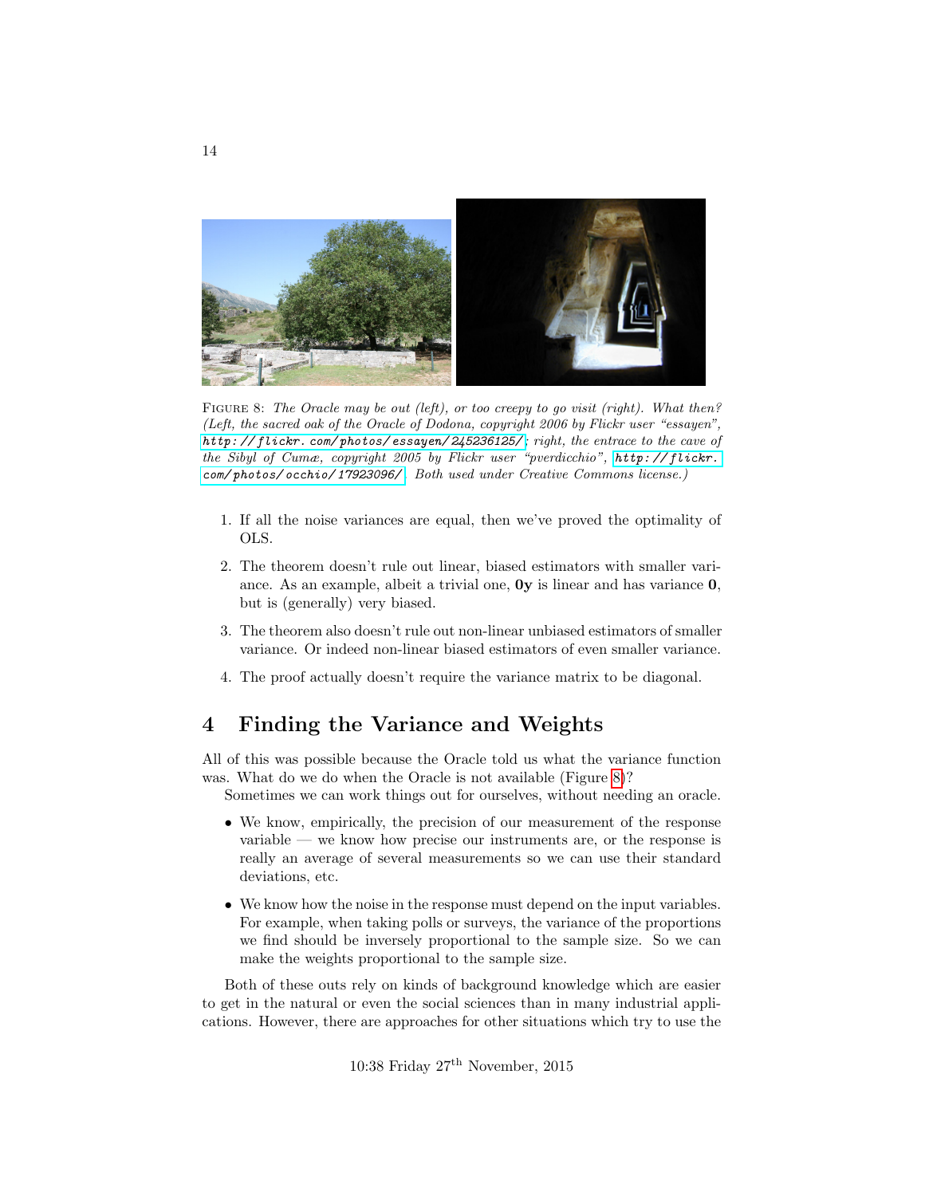FIGURE 8: *The Oracle may be out (left), or too creepy to go visit (right). What then? (Left, the sacred oak of the Oracle of Dodona, copyright 2006 by Flickr user "essayen", http://flickr.com/photos/essayen/245236125/; right, the entrace to the cave of the Sibyl of Cumæ, copyright 2005 by Flickr user "pverdicchio", http://flickr.com/photos/occhio/17923096/. Both used under Creative Commons license.)*

1. If all the noise variances are equal, then we've proved the optimality of OLS.
2. The theorem doesn't rule out linear, biased estimators with smaller variance. As an example, albeit a trivial one, $\mathbf{0y}$ is linear and has variance $\mathbf{0}$, but is (generally) very biased.
3. The theorem also doesn't rule out non-linear unbiased estimators of smaller variance. Or indeed non-linear biased estimators of even smaller variance.
4. The proof actually doesn't require the variance matrix to be diagonal.

## 4 Finding the Variance and Weights

All of this was possible because the Oracle told us what the variance function was. What do we do when the Oracle is not available (Figure 8)?

Sometimes we can work things out for ourselves, without needing an oracle.

- We know, empirically, the precision of our measurement of the response variable — we know how precise our instruments are, or the response is really an average of several measurements so we can use their standard deviations, etc.
- We know how the noise in the response must depend on the input variables. For example, when taking polls or surveys, the variance of the proportions we find should be inversely proportional to the sample size. So we can make the weights proportional to the sample size.

Both of these outs rely on kinds of background knowledge which are easier to get in the natural or even the social sciences than in many industrial applications. However, there are approaches for other situations which try to use the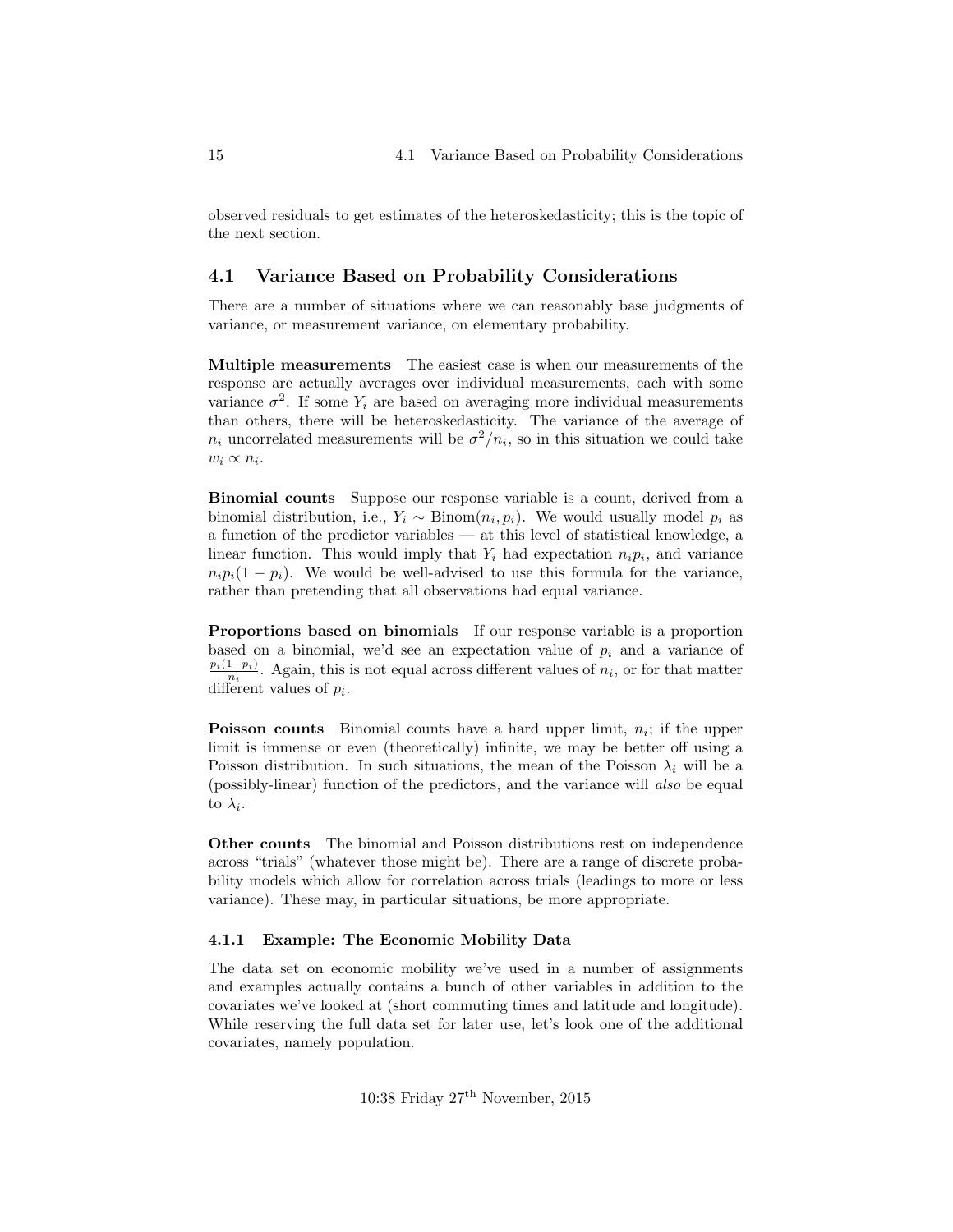observed residuals to get estimates of the heteroskedasticity; this is the topic of the next section.

## 4.1 Variance Based on Probability Considerations

There are a number of situations where we can reasonably base judgments of variance, or measurement variance, on elementary probability.

**Multiple measurements** The easiest case is when our measurements of the response are actually averages over individual measurements, each with some variance $\sigma^2$. If some $Y_i$ are based on averaging more individual measurements than others, there will be heteroskedasticity. The variance of the average of $n_i$ uncorrelated measurements will be $\sigma^2/n_i$, so in this situation we could take $w_i \propto n_i$.

**Binomial counts** Suppose our response variable is a count, derived from a binomial distribution, i.e., $Y_i \sim \text{Binom}(n_i, p_i)$. We would usually model $p_i$ as a function of the predictor variables — at this level of statistical knowledge, a linear function. This would imply that $Y_i$ had expectation $n_i p_i$, and variance $n_i p_i(1 - p_i)$. We would be well-advised to use this formula for the variance, rather than pretending that all observations had equal variance.

**Proportions based on binomials** If our response variable is a proportion based on a binomial, we'd see an expectation value of $p_i$ and a variance of $\frac{p_i(1-p_i)}{n_i}$. Again, this is not equal across different values of $n_i$, or for that matter different values of $p_i$.

**Poisson counts** Binomial counts have a hard upper limit, $n_i$; if the upper limit is immense or even (theoretically) infinite, we may be better off using a Poisson distribution. In such situations, the mean of the Poisson $\lambda_i$ will be a (possibly-linear) function of the predictors, and the variance will *also* be equal to $\lambda_i$.

**Other counts** The binomial and Poisson distributions rest on independence across "trials" (whatever those might be). There are a range of discrete probability models which allow for correlation across trials (leadings to more or less variance). These may, in particular situations, be more appropriate.

### 4.1.1 Example: The Economic Mobility Data

The data set on economic mobility we've used in a number of assignments and examples actually contains a bunch of other variables in addition to the covariates we've looked at (short commuting times and latitude and longitude). While reserving the full data set for later use, let's look one of the additional covariates, namely population.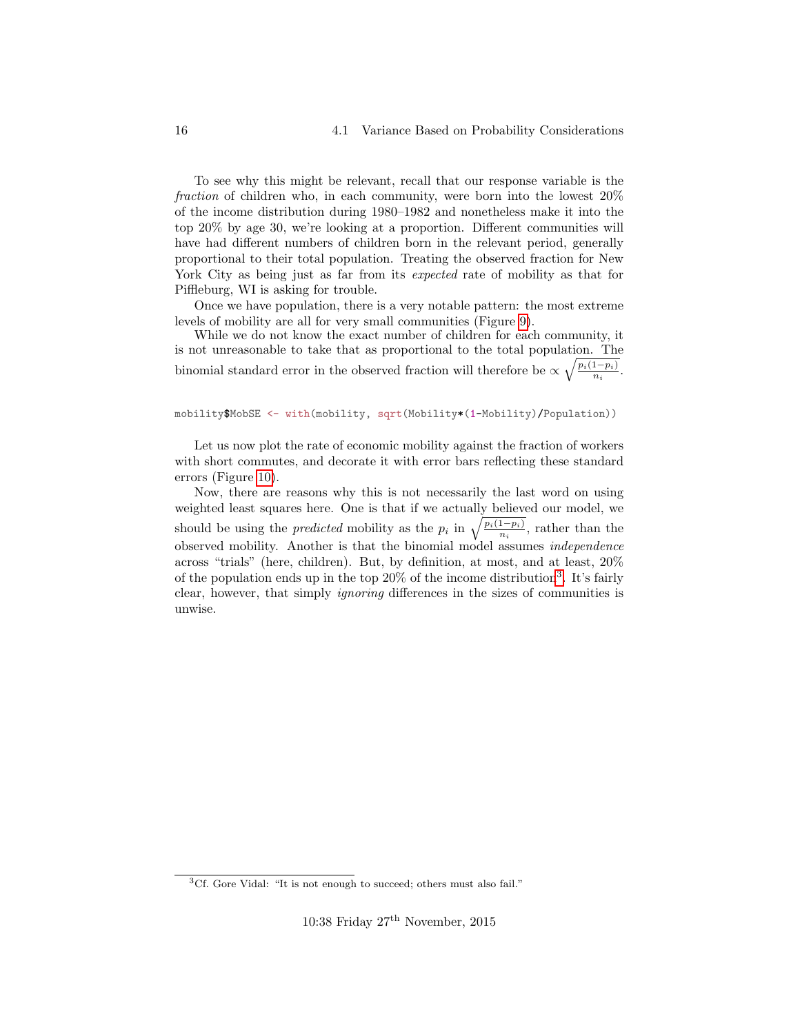To see why this might be relevant, recall that our response variable is the *fraction* of children who, in each community, were born into the lowest 20% of the income distribution during 1980–1982 and nonetheless make it into the top 20% by age 30, we're looking at a proportion. Different communities will have had different numbers of children born in the relevant period, generally proportional to their total population. Treating the observed fraction for New York City as being just as far from its *expected* rate of mobility as that for Piffleburg, WI is asking for trouble.

Once we have population, there is a very notable pattern: the most extreme levels of mobility are all for very small communities (Figure 9).

While we do not know the exact number of children for each community, it is not unreasonable to take that as proportional to the total population. The binomial standard error in the observed fraction will therefore be $\propto \sqrt{\frac{p_i(1-p_i)}{n_i}}$.

```
mobility$MobSE <- with(mobility, sqrt(Mobility*(1-Mobility)/Population))
```

Let us now plot the rate of economic mobility against the fraction of workers with short commutes, and decorate it with error bars reflecting these standard errors (Figure 10).

Now, there are reasons why this is not necessarily the last word on using weighted least squares here. One is that if we actually believed our model, we should be using the *predicted* mobility as the $p_i$ in $\sqrt{\frac{p_i(1-p_i)}{n_i}}$, rather than the observed mobility. Another is that the binomial model assumes *independence* across "trials" (here, children). But, by definition, at most, and at least, 20% of the population ends up in the top 20% of the income distribution[3]. It's fairly clear, however, that simply *ignoring* differences in the sizes of communities is unwise.

[3] Cf. Gore Vidal: "It is not enough to succeed; others must also fail."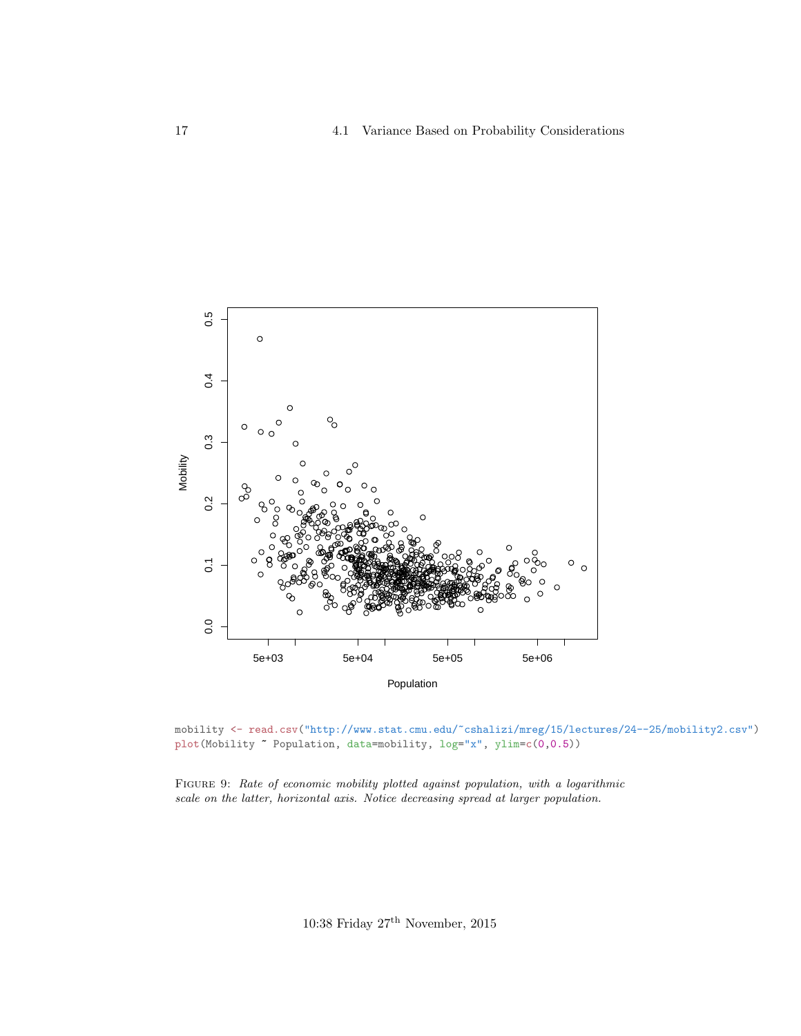```
mobility <- read.csv("http://www.stat.cmu.edu/~cshalizi/mreg/15/lectures/24--25/mobility2.csv")
plot(Mobility ~ Population, data=mobility, log="x", ylim=c(0,0.5))
```

FIGURE 9: *Rate of economic mobility plotted against population, with a logarithmic scale on the latter, horizontal axis. Notice decreasing spread at larger population.*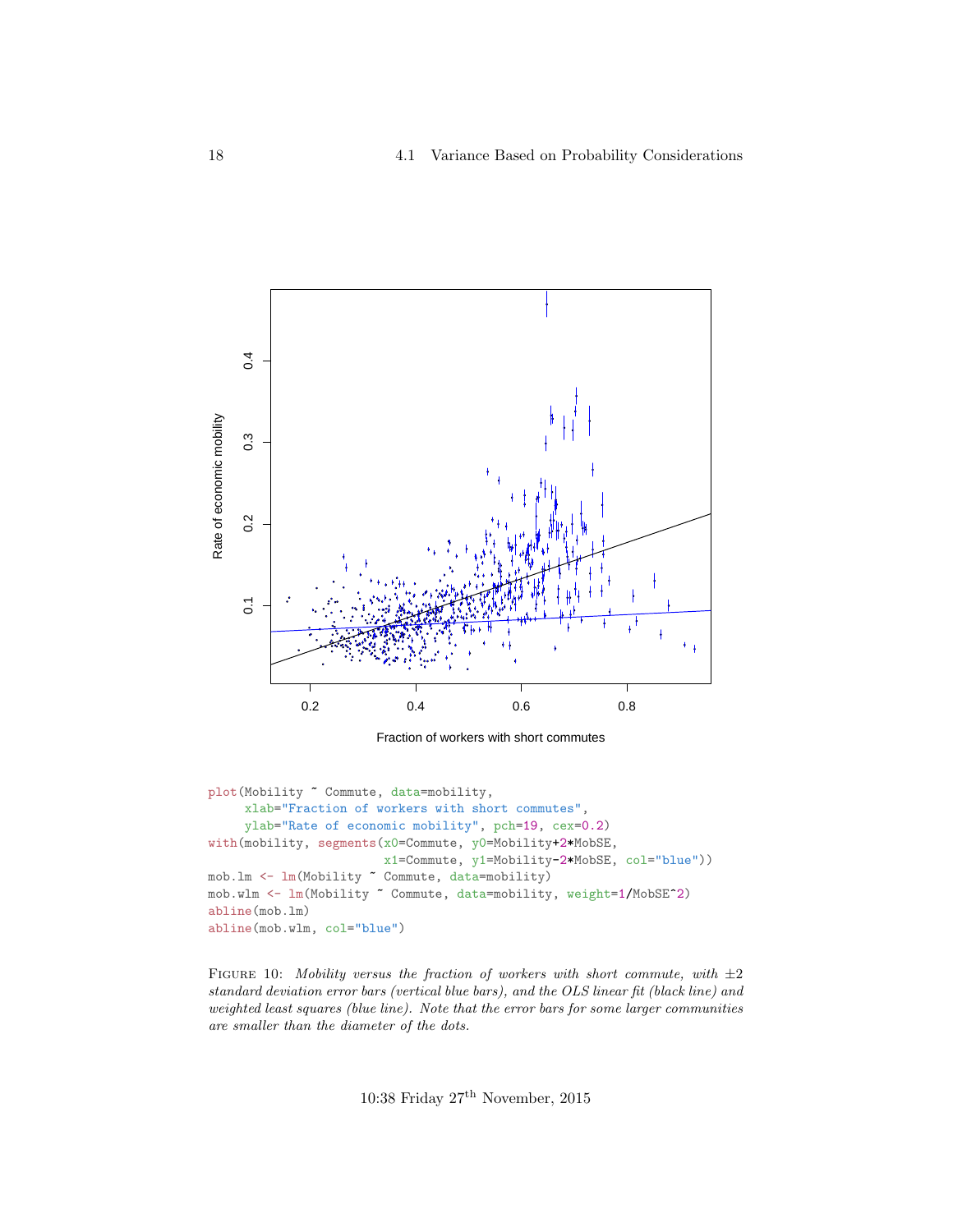```r
plot(Mobility ~ Commute, data=mobility,
     xlab="Fraction of workers with short commutes",
     ylab="Rate of economic mobility", pch=19, cex=0.2)
with(mobility, segments(x0=Commute, y0=Mobility+2*MobSE,
                        x1=Commute, y1=Mobility-2*MobSE, col="blue"))
mob.lm <- lm(Mobility ~ Commute, data=mobility)
mob.wlm <- lm(Mobility ~ Commute, data=mobility, weight=1/MobSE^2)
abline(mob.lm)
abline(mob.wlm, col="blue")
```

FIGURE 10: *Mobility versus the fraction of workers with short commute, with* $\pm 2$ *standard deviation error bars (vertical blue bars), and the OLS linear fit (black line) and weighted least squares (blue line). Note that the error bars for some larger communities are smaller than the diameter of the dots.*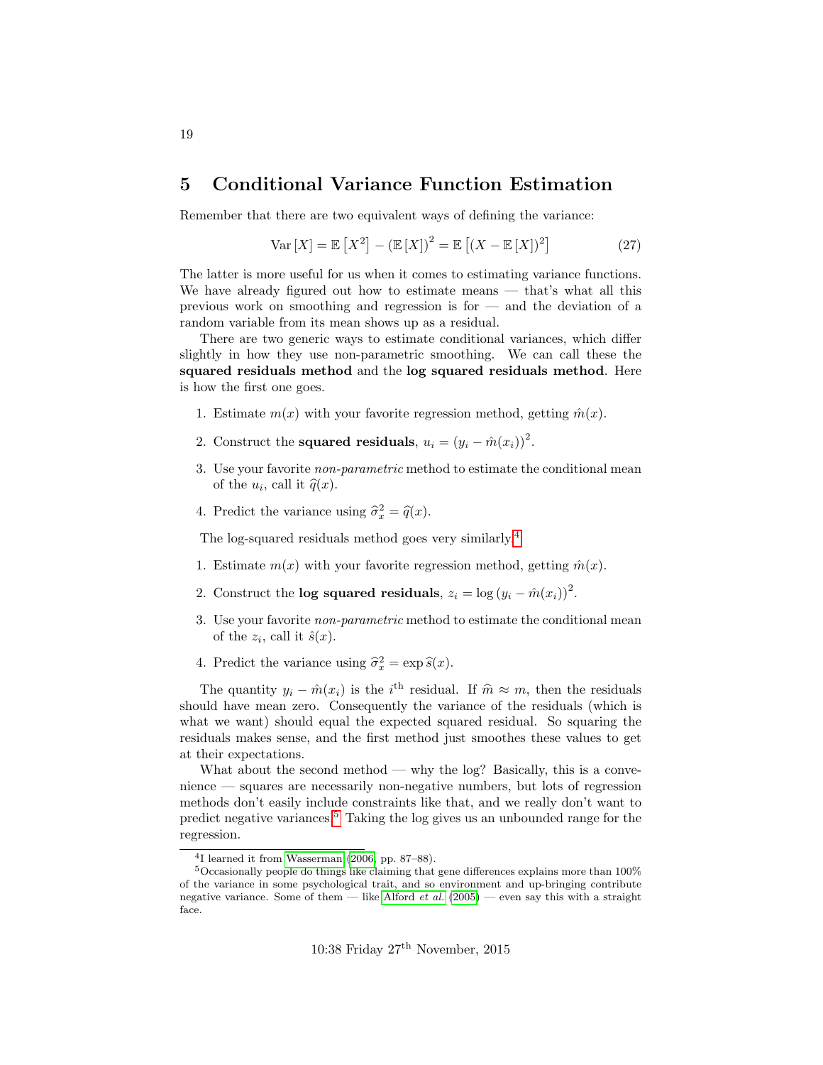## 5 Conditional Variance Function Estimation

Remember that there are two equivalent ways of defining the variance:

$$\text{Var}[X] = \mathbb{E}\left[X^2\right] - (\mathbb{E}[X])^2 = \mathbb{E}\left[(X - \mathbb{E}[X])^2\right] \tag{27}$$

The latter is more useful for us when it comes to estimating variance functions. We have already figured out how to estimate means — that's what all this previous work on smoothing and regression is for — and the deviation of a random variable from its mean shows up as a residual.

There are two generic ways to estimate conditional variances, which differ slightly in how they use non-parametric smoothing. We can call these the **squared residuals method** and the **log squared residuals method**. Here is how the first one goes.

1. Estimate $m(x)$ with your favorite regression method, getting $\hat{m}(x)$.
2. Construct the **squared residuals**, $u_i = (y_i - \hat{m}(x_i))^2$.
3. Use your favorite *non-parametric* method to estimate the conditional mean of the $u_i$, call it $\widehat{q}(x)$.
4. Predict the variance using $\widehat{\sigma}^2_x = \widehat{q}(x)$.

The log-squared residuals method goes very similarly.[4]

1. Estimate $m(x)$ with your favorite regression method, getting $\hat{m}(x)$.
2. Construct the **log squared residuals**, $z_i = \log{(y_i - \hat{m}(x_i))^2}$.
3. Use your favorite *non-parametric* method to estimate the conditional mean of the $z_i$, call it $\hat{s}(x)$.
4. Predict the variance using $\widehat{\sigma}^2_x = \exp{\widehat{s}(x)}$.

The quantity $y_i - \hat{m}(x_i)$ is the $i^{\text{th}}$ residual. If $\widehat{m} \approx m$, then the residuals should have mean zero. Consequently the variance of the residuals (which is what we want) should equal the expected squared residual. So squaring the residuals makes sense, and the first method just smoothes these values to get at their expectations.

What about the second method — why the log? Basically, this is a convenience — squares are necessarily non-negative numbers, but lots of regression methods don't easily include constraints like that, and we really don't want to predict negative variances.[5] Taking the log gives us an unbounded range for the regression.

---

[4] I learned it from Wasserman (2006, pp. 87–88).

[5] Occasionally people do things like claiming that gene differences explains more than 100% of the variance in some psychological trait, and so environment and up-bringing contribute negative variance. Some of them — like Alford *et al.* (2005) — even say this with a straight face.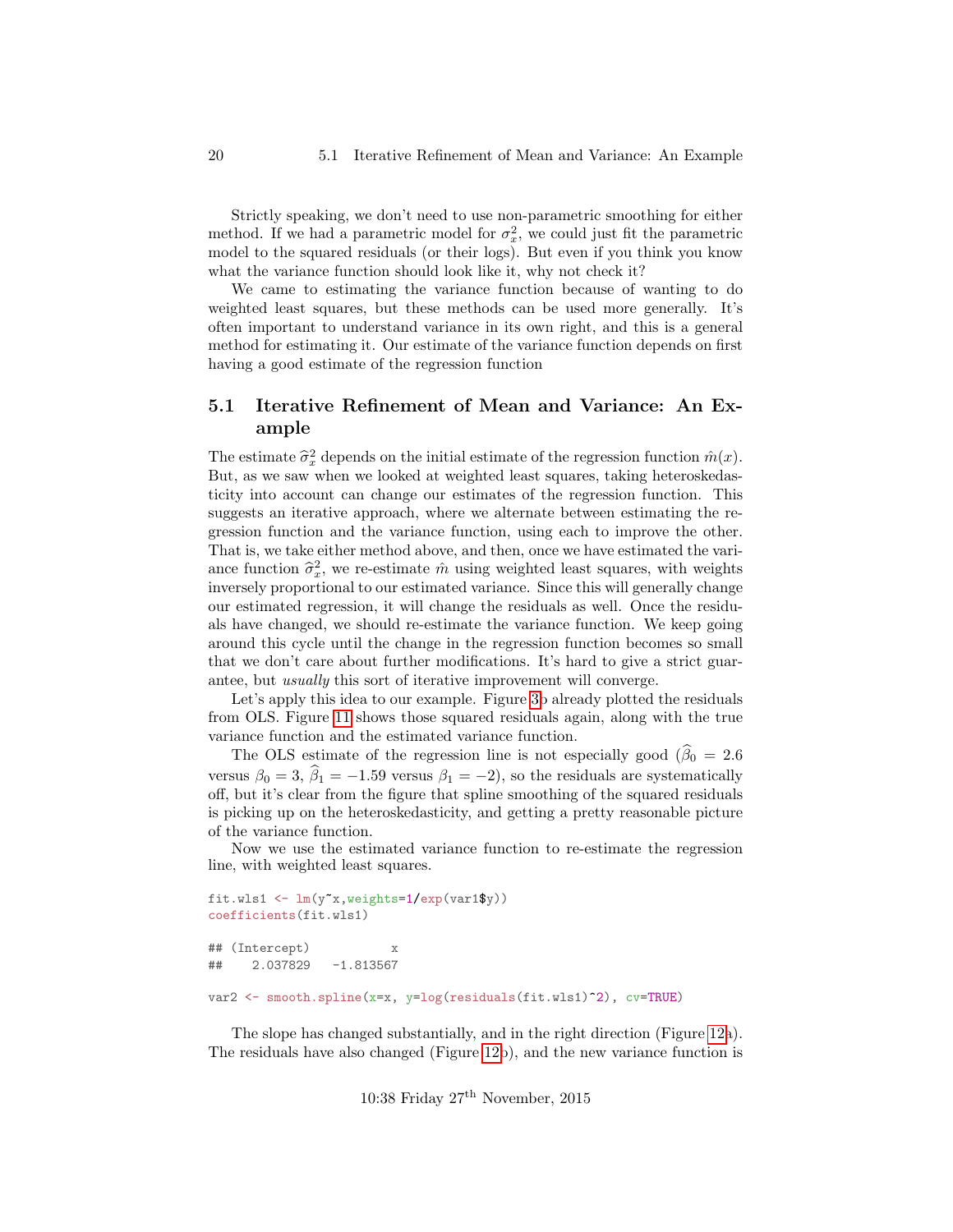Strictly speaking, we don't need to use non-parametric smoothing for either method. If we had a parametric model for $\sigma_x^2$, we could just fit the parametric model to the squared residuals (or their logs). But even if you think you know what the variance function should look like it, why not check it?

We came to estimating the variance function because of wanting to do weighted least squares, but these methods can be used more generally. It's often important to understand variance in its own right, and this is a general method for estimating it. Our estimate of the variance function depends on first having a good estimate of the regression function

## 5.1 Iterative Refinement of Mean and Variance: An Example

The estimate $\widehat{\sigma}_x^2$ depends on the initial estimate of the regression function $\hat{m}(x)$. But, as we saw when we looked at weighted least squares, taking heteroskedasticity into account can change our estimates of the regression function. This suggests an iterative approach, where we alternate between estimating the regression function and the variance function, using each to improve the other. That is, we take either method above, and then, once we have estimated the variance function $\widehat{\sigma}_x^2$, we re-estimate $\hat{m}$ using weighted least squares, with weights inversely proportional to our estimated variance. Since this will generally change our estimated regression, it will change the residuals as well. Once the residuals have changed, we should re-estimate the variance function. We keep going around this cycle until the change in the regression function becomes so small that we don't care about further modifications. It's hard to give a strict guarantee, but *usually* this sort of iterative improvement will converge.

Let's apply this idea to our example. Figure 3b already plotted the residuals from OLS. Figure 11 shows those squared residuals again, along with the true variance function and the estimated variance function.

The OLS estimate of the regression line is not especially good ($\widehat{\beta}_0 = 2.6$ versus $\beta_0 = 3$, $\widehat{\beta}_1 = -1.59$ versus $\beta_1 = -2$), so the residuals are systematically off, but it's clear from the figure that spline smoothing of the squared residuals is picking up on the heteroskedasticity, and getting a pretty reasonable picture of the variance function.

Now we use the estimated variance function to re-estimate the regression line, with weighted least squares.

```
fit.wls1 <- lm(y~x,weights=1/exp(var1$y))
coefficients(fit.wls1)

## (Intercept)           x
##    2.037829   -1.813567

var2 <- smooth.spline(x=x, y=log(residuals(fit.wls1)^2), cv=TRUE)
```

The slope has changed substantially, and in the right direction (Figure 12a). The residuals have also changed (Figure 12b), and the new variance function is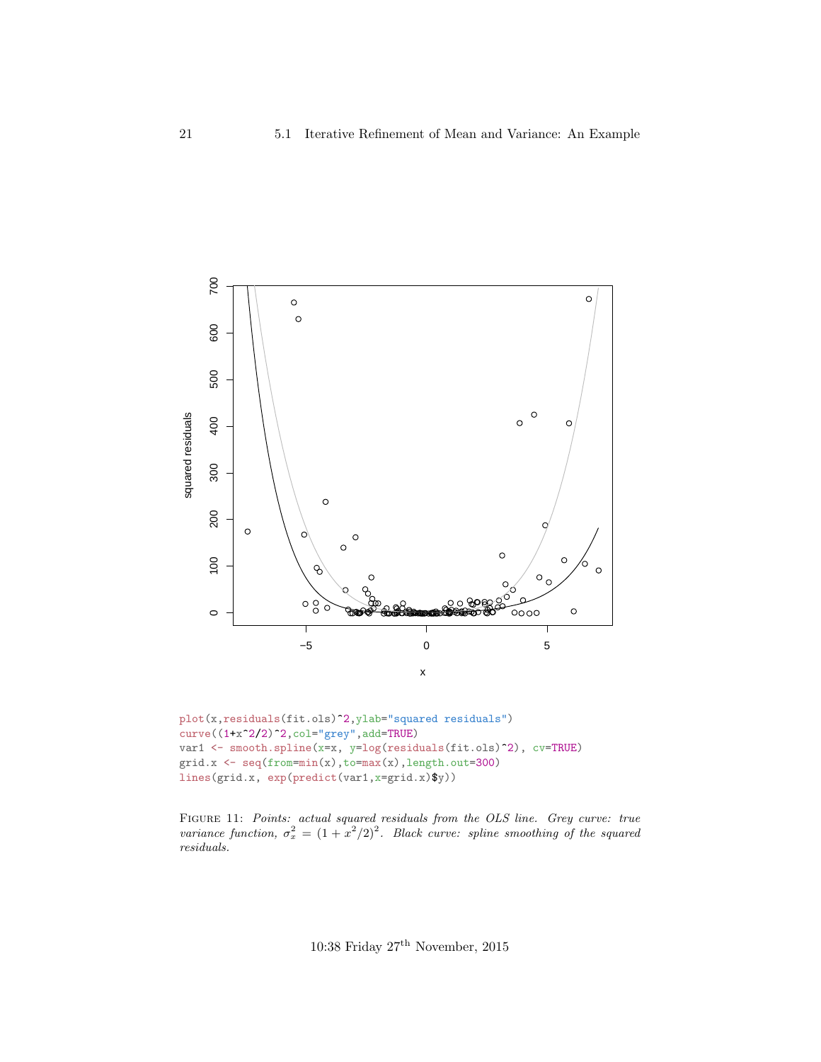```
plot(x,residuals(fit.ols)^2,ylab="squared residuals")
curve((1+x^2/2)^2,col="grey",add=TRUE)
var1 <- smooth.spline(x=x, y=log(residuals(fit.ols)^2), cv=TRUE)
grid.x <- seq(from=min(x),to=max(x),length.out=300)
lines(grid.x, exp(predict(var1,x=grid.x)$y))
```

FIGURE 11: *Points: actual squared residuals from the OLS line. Grey curve: true variance function, $\sigma_x^2 = (1 + x^2/2)^2$. Black curve: spline smoothing of the squared residuals.*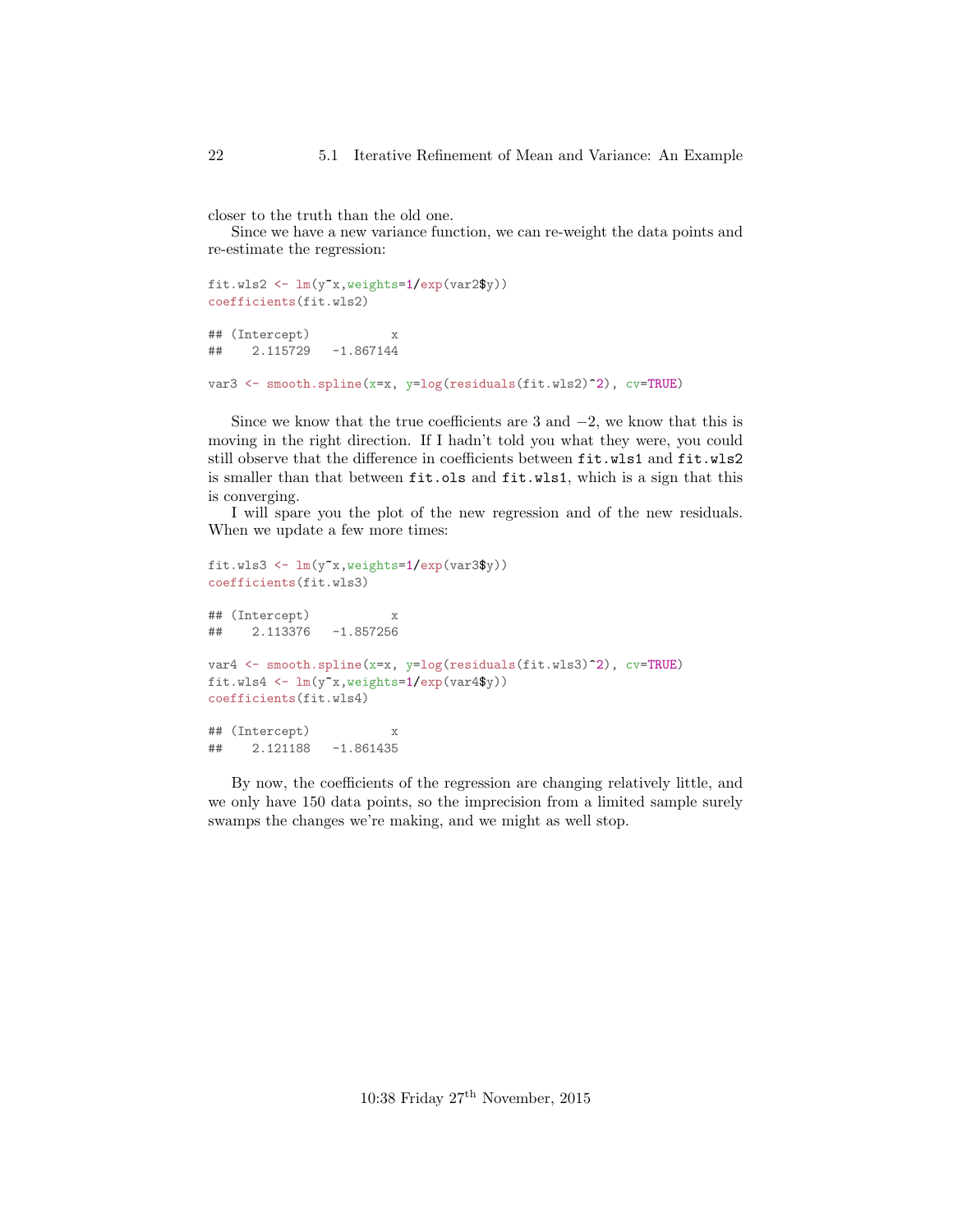closer to the truth than the old one.

Since we have a new variance function, we can re-weight the data points and re-estimate the regression:

```
fit.wls2 <- lm(y~x,weights=1/exp(var2$y))
coefficients(fit.wls2)

## (Intercept)           x
##    2.115729   -1.867144

var3 <- smooth.spline(x=x, y=log(residuals(fit.wls2)^2), cv=TRUE)
```

Since we know that the true coefficients are 3 and $-2$, we know that this is moving in the right direction. If I hadn't told you what they were, you could still observe that the difference in coefficients between `fit.wls1` and `fit.wls2` is smaller than that between `fit.ols` and `fit.wls1`, which is a sign that this is converging.

I will spare you the plot of the new regression and of the new residuals. When we update a few more times:

```
fit.wls3 <- lm(y~x,weights=1/exp(var3$y))
coefficients(fit.wls3)

## (Intercept)           x
##    2.113376   -1.857256

var4 <- smooth.spline(x=x, y=log(residuals(fit.wls3)^2), cv=TRUE)
fit.wls4 <- lm(y~x,weights=1/exp(var4$y))
coefficients(fit.wls4)

## (Intercept)           x
##    2.121188   -1.861435
```

By now, the coefficients of the regression are changing relatively little, and we only have 150 data points, so the imprecision from a limited sample surely swamps the changes we're making, and we might as well stop.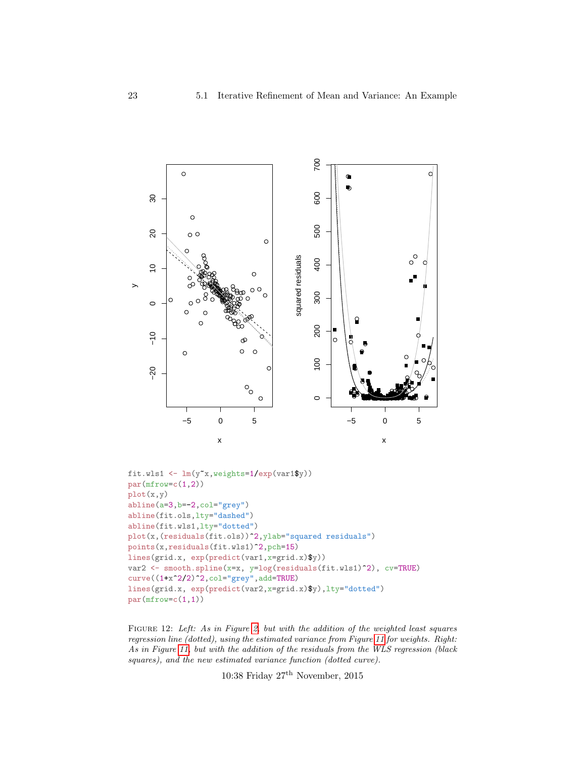```
fit.wls1 <- lm(y~x,weights=1/exp(var1$y))
par(mfrow=c(1,2))
plot(x,y)
abline(a=3,b=-2,col="grey")
abline(fit.ols,lty="dashed")
abline(fit.wls1,lty="dotted")
plot(x,(residuals(fit.ols))^2,ylab="squared residuals")
points(x,residuals(fit.wls1)^2,pch=15)
lines(grid.x, exp(predict(var1,x=grid.x)$y))
var2 <- smooth.spline(x=x, y=log(residuals(fit.wls1)^2), cv=TRUE)
curve((1+x^2/2)^2,col="grey",add=TRUE)
lines(grid.x, exp(predict(var2,x=grid.x)$y),lty="dotted")
par(mfrow=c(1,1))
```

FIGURE 12: *Left: As in Figure 2, but with the addition of the weighted least squares regression line (dotted), using the estimated variance from Figure 11 for weights. Right: As in Figure 11, but with the addition of the residuals from the WLS regression (black squares), and the new estimated variance function (dotted curve).*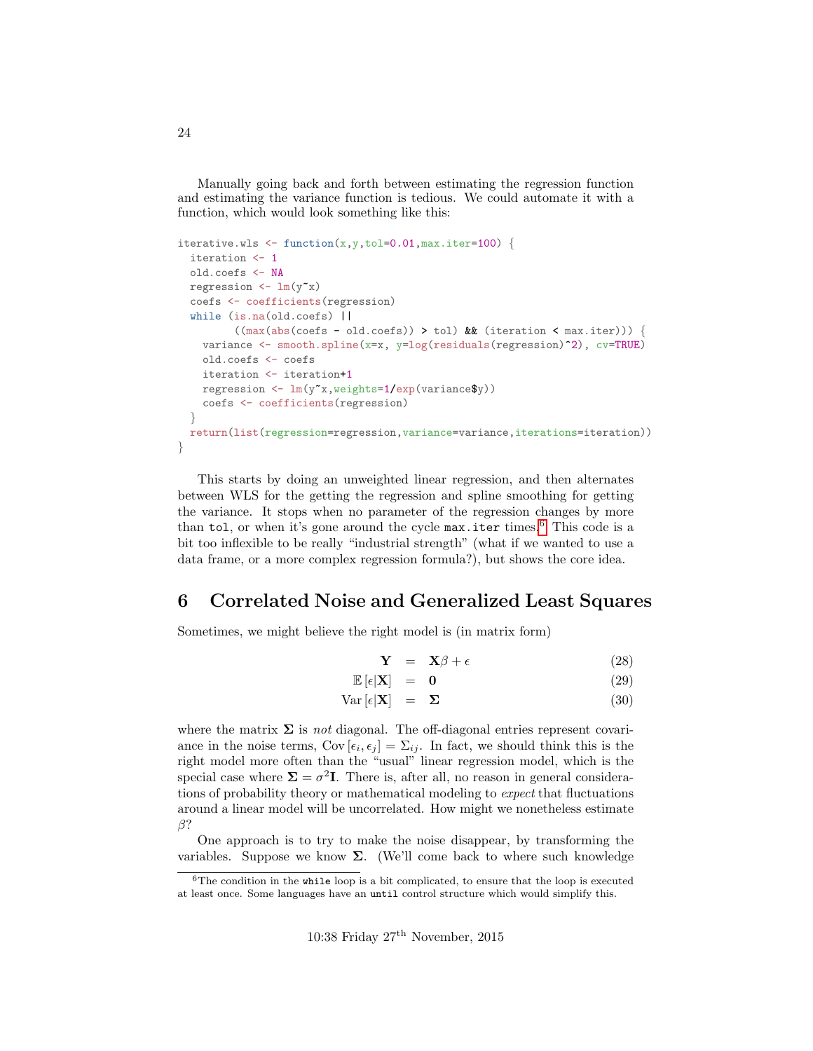Manually going back and forth between estimating the regression function and estimating the variance function is tedious. We could automate it with a function, which would look something like this:

```
iterative.wls <- function(x,y,tol=0.01,max.iter=100) {
  iteration <- 1
  old.coefs <- NA
  regression <- lm(y~x)
  coefs <- coefficients(regression)
  while (is.na(old.coefs) ||
         ((max(abs(coefs - old.coefs)) > tol) && (iteration < max.iter))) {
    variance <- smooth.spline(x=x, y=log(residuals(regression)^2), cv=TRUE)
    old.coefs <- coefs
    iteration <- iteration+1
    regression <- lm(y~x,weights=1/exp(variance$y))
    coefs <- coefficients(regression)
  }
  return(list(regression=regression,variance=variance,iterations=iteration))
}
```

This starts by doing an unweighted linear regression, and then alternates between WLS for the getting the regression and spline smoothing for getting the variance. It stops when no parameter of the regression changes by more than `tol`, or when it's gone around the cycle `max.iter` times.[6] This code is a bit too inflexible to be really "industrial strength" (what if we wanted to use a data frame, or a more complex regression formula?), but shows the core idea.

## 6 Correlated Noise and Generalized Least Squares

Sometimes, we might believe the right model is (in matrix form)

$$\mathbf{Y} = \mathbf{X}\beta + \epsilon \tag{28}$$

$$\mathbb{E}\left[\epsilon|\mathbf{X}\right] = \mathbf{0} \tag{29}$$

$$\mathrm{Var}\left[\epsilon|\mathbf{X}\right] = \mathbf{\Sigma} \tag{30}$$

where the matrix $\mathbf{\Sigma}$ is *not* diagonal. The off-diagonal entries represent covariance in the noise terms, $\mathrm{Cov}\left[\epsilon_i, \epsilon_j\right] = \Sigma_{ij}$. In fact, we should think this is the right model more often than the "usual" linear regression model, which is the special case where $\mathbf{\Sigma} = \sigma^2\mathbf{I}$. There is, after all, no reason in general considerations of probability theory or mathematical modeling to *expect* that fluctuations around a linear model will be uncorrelated. How might we nonetheless estimate $\beta$?

One approach is to try to make the noise disappear, by transforming the variables. Suppose we know $\mathbf{\Sigma}$. (We'll come back to where such knowledge

[6] The condition in the `while` loop is a bit complicated, to ensure that the loop is executed at least once. Some languages have an `until` control structure which would simplify this.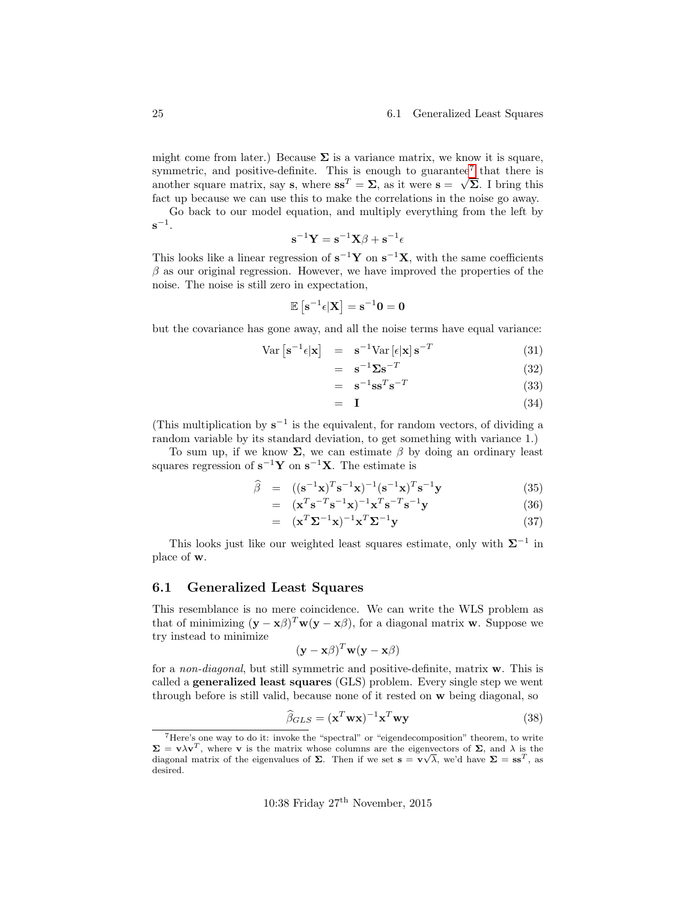might come from later.) Because $\mathbf{\Sigma}$ is a variance matrix, we know it is square, symmetric, and positive-definite. This is enough to guarantee[7] that there is another square matrix, say $\mathbf{s}$, where $\mathbf{s}\mathbf{s}^T = \mathbf{\Sigma}$, as it were $\mathbf{s} = \sqrt{\mathbf{\Sigma}}$. I bring this fact up because we can use this to make the correlations in the noise go away.

Go back to our model equation, and multiply everything from the left by $\mathbf{s}^{-1}$.

$$\mathbf{s}^{-1}\mathbf{Y} = \mathbf{s}^{-1}\mathbf{X}\beta + \mathbf{s}^{-1}\epsilon$$

This looks like a linear regression of $\mathbf{s}^{-1}\mathbf{Y}$ on $\mathbf{s}^{-1}\mathbf{X}$, with the same coefficients $\beta$ as our original regression. However, we have improved the properties of the noise. The noise is still zero in expectation,

$$\mathbb{E}\left[\mathbf{s}^{-1}\epsilon|\mathbf{X}\right] = \mathbf{s}^{-1}\mathbf{0} = \mathbf{0}$$

but the covariance has gone away, and all the noise terms have equal variance:

$$\begin{aligned}
\text{Var}\left[\mathbf{s}^{-1}\epsilon|\mathbf{x}\right] &= \mathbf{s}^{-1}\text{Var}\left[\epsilon|\mathbf{x}\right]\mathbf{s}^{-T} & (31)\\
&= \mathbf{s}^{-1}\mathbf{\Sigma}\mathbf{s}^{-T} & (32)\\
&= \mathbf{s}^{-1}\mathbf{s}\mathbf{s}^{T}\mathbf{s}^{-T} & (33)\\
&= \mathbf{I} & (34)
\end{aligned}$$

(This multiplication by $\mathbf{s}^{-1}$ is the equivalent, for random vectors, of dividing a random variable by its standard deviation, to get something with variance 1.)

To sum up, if we know $\mathbf{\Sigma}$, we can estimate $\beta$ by doing an ordinary least squares regression of $\mathbf{s}^{-1}\mathbf{Y}$ on $\mathbf{s}^{-1}\mathbf{X}$. The estimate is

$$\begin{aligned}
\widehat{\beta} &= ((\mathbf{s}^{-1}\mathbf{x})^T\mathbf{s}^{-1}\mathbf{x})^{-1}(\mathbf{s}^{-1}\mathbf{x})^T\mathbf{s}^{-1}\mathbf{y} & (35)\\
&= (\mathbf{x}^T\mathbf{s}^{-T}\mathbf{s}^{-1}\mathbf{x})^{-1}\mathbf{x}^T\mathbf{s}^{-T}\mathbf{s}^{-1}\mathbf{y} & (36)\\
&= (\mathbf{x}^T\mathbf{\Sigma}^{-1}\mathbf{x})^{-1}\mathbf{x}^T\mathbf{\Sigma}^{-1}\mathbf{y} & (37)
\end{aligned}$$

This looks just like our weighted least squares estimate, only with $\mathbf{\Sigma}^{-1}$ in place of $\mathbf{w}$.

## 6.1 Generalized Least Squares

This resemblance is no mere coincidence. We can write the WLS problem as that of minimizing $(\mathbf{y} - \mathbf{x}\beta)^T\mathbf{w}(\mathbf{y} - \mathbf{x}\beta)$, for a diagonal matrix $\mathbf{w}$. Suppose we try instead to minimize

$$(\mathbf{y} - \mathbf{x}\beta)^T\mathbf{w}(\mathbf{y} - \mathbf{x}\beta)$$

for a *non-diagonal*, but still symmetric and positive-definite, matrix $\mathbf{w}$. This is called a **generalized least squares** (GLS) problem. Every single step we went through before is still valid, because none of it rested on $\mathbf{w}$ being diagonal, so

$$\widehat{\beta}_{GLS} = (\mathbf{x}^T\mathbf{w}\mathbf{x})^{-1}\mathbf{x}^T\mathbf{w}\mathbf{y} \quad (38)$$

---

[7] Here's one way to do it: invoke the "spectral" or "eigendecomposition" theorem, to write $\mathbf{\Sigma} = \mathbf{v}\lambda\mathbf{v}^T$, where $\mathbf{v}$ is the matrix whose columns are the eigenvectors of $\mathbf{\Sigma}$, and $\lambda$ is the diagonal matrix of the eigenvalues of $\mathbf{\Sigma}$. Then if we set $\mathbf{s} = \mathbf{v}\sqrt{\lambda}$, we'd have $\mathbf{\Sigma} = \mathbf{s}\mathbf{s}^T$, as desired.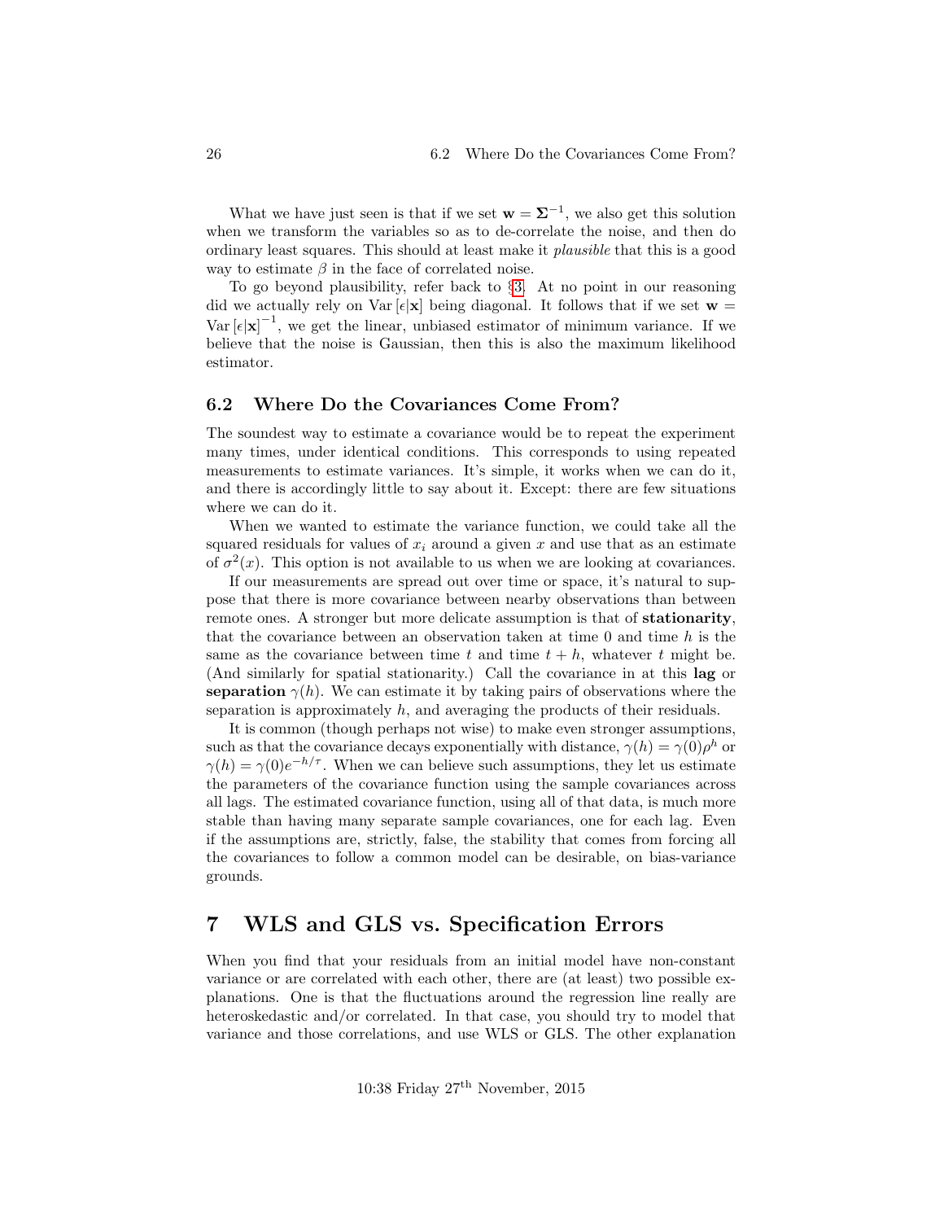What we have just seen is that if we set $\mathbf{w} = \mathbf{\Sigma}^{-1}$, we also get this solution when we transform the variables so as to de-correlate the noise, and then do ordinary least squares. This should at least make it *plausible* that this is a good way to estimate $\beta$ in the face of correlated noise.

To go beyond plausibility, refer back to §3. At no point in our reasoning did we actually rely on $\text{Var}[\epsilon|\mathbf{x}]$ being diagonal. It follows that if we set $\mathbf{w} = \text{Var}[\epsilon|\mathbf{x}]^{-1}$, we get the linear, unbiased estimator of minimum variance. If we believe that the noise is Gaussian, then this is also the maximum likelihood estimator.

## 6.2 Where Do the Covariances Come From?

The soundest way to estimate a covariance would be to repeat the experiment many times, under identical conditions. This corresponds to using repeated measurements to estimate variances. It's simple, it works when we can do it, and there is accordingly little to say about it. Except: there are few situations where we can do it.

When we wanted to estimate the variance function, we could take all the squared residuals for values of $x_i$ around a given $x$ and use that as an estimate of $\sigma^2(x)$. This option is not available to us when we are looking at covariances.

If our measurements are spread out over time or space, it's natural to suppose that there is more covariance between nearby observations than between remote ones. A stronger but more delicate assumption is that of **stationarity**, that the covariance between an observation taken at time 0 and time $h$ is the same as the covariance between time $t$ and time $t + h$, whatever $t$ might be. (And similarly for spatial stationarity.) Call the covariance in at this **lag** or **separation** $\gamma(h)$. We can estimate it by taking pairs of observations where the separation is approximately $h$, and averaging the products of their residuals.

It is common (though perhaps not wise) to make even stronger assumptions, such as that the covariance decays exponentially with distance, $\gamma(h) = \gamma(0)\rho^h$ or $\gamma(h) = \gamma(0)e^{-h/\tau}$. When we can believe such assumptions, they let us estimate the parameters of the covariance function using the sample covariances across all lags. The estimated covariance function, using all of that data, is much more stable than having many separate sample covariances, one for each lag. Even if the assumptions are, strictly, false, the stability that comes from forcing all the covariances to follow a common model can be desirable, on bias-variance grounds.

# 7 WLS and GLS vs. Specification Errors

When you find that your residuals from an initial model have non-constant variance or are correlated with each other, there are (at least) two possible explanations. One is that the fluctuations around the regression line really are heteroskedastic and/or correlated. In that case, you should try to model that variance and those correlations, and use WLS or GLS. The other explanation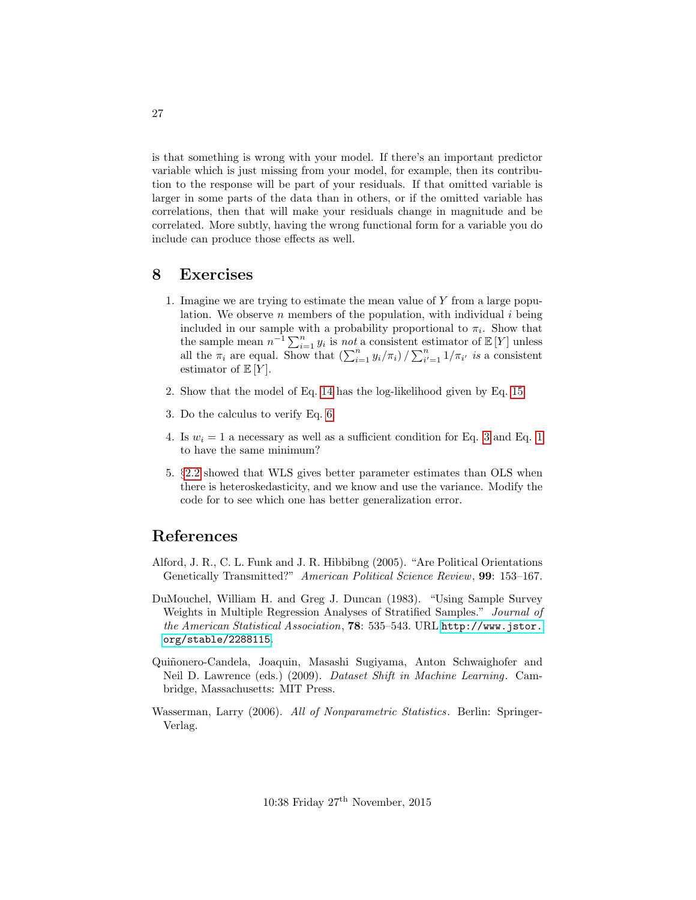is that something is wrong with your model. If there's an important predictor variable which is just missing from your model, for example, then its contribution to the response will be part of your residuals. If that omitted variable is larger in some parts of the data than in others, or if the omitted variable has correlations, then that will make your residuals change in magnitude and be correlated. More subtly, having the wrong functional form for a variable you do include can produce those effects as well.

## 8 Exercises

1. Imagine we are trying to estimate the mean value of $Y$ from a large population. We observe $n$ members of the population, with individual $i$ being included in our sample with a probability proportional to $\pi_i$. Show that the sample mean $n^{-1}\sum_{i=1}^{n} y_i$ is *not* a consistent estimator of $\mathbb{E}[Y]$ unless all the $\pi_i$ are equal. Show that $\left(\sum_{i=1}^{n} y_i/\pi_i\right) / \sum_{i'=1}^{n} 1/\pi_{i'}$ *is* a consistent estimator of $\mathbb{E}[Y]$.
2. Show that the model of Eq. 14 has the log-likelihood given by Eq. 15
3. Do the calculus to verify Eq. 6
4. Is $w_i = 1$ a necessary as well as a sufficient condition for Eq. 3 and Eq. 1 to have the same minimum?
5. §2.2 showed that WLS gives better parameter estimates than OLS when there is heteroskedasticity, and we know and use the variance. Modify the code for to see which one has better generalization error.

## References

Alford, J. R., C. L. Funk and J. R. Hibbibng (2005). "Are Political Orientations Genetically Transmitted?" *American Political Science Review*, **99**: 153–167.

DuMouchel, William H. and Greg J. Duncan (1983). "Using Sample Survey Weights in Multiple Regression Analyses of Stratified Samples." *Journal of the American Statistical Association*, **78**: 535–543. URL http://www.jstor.org/stable/2288115.

Quiñonero-Candela, Joaquin, Masashi Sugiyama, Anton Schwaighofer and Neil D. Lawrence (eds.) (2009). *Dataset Shift in Machine Learning*. Cambridge, Massachusetts: MIT Press.

Wasserman, Larry (2006). *All of Nonparametric Statistics*. Berlin: Springer-Verlag.